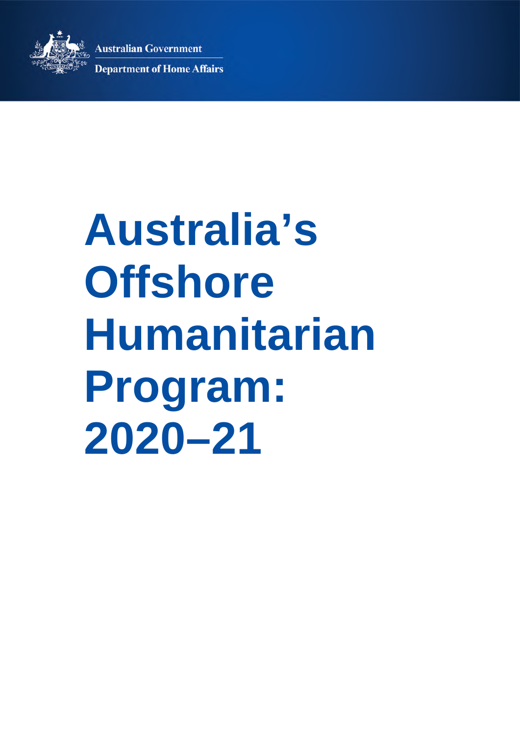Australian Government

Department of Home Affairs

# Australia's Offshore Humanitarian Program: 2020–21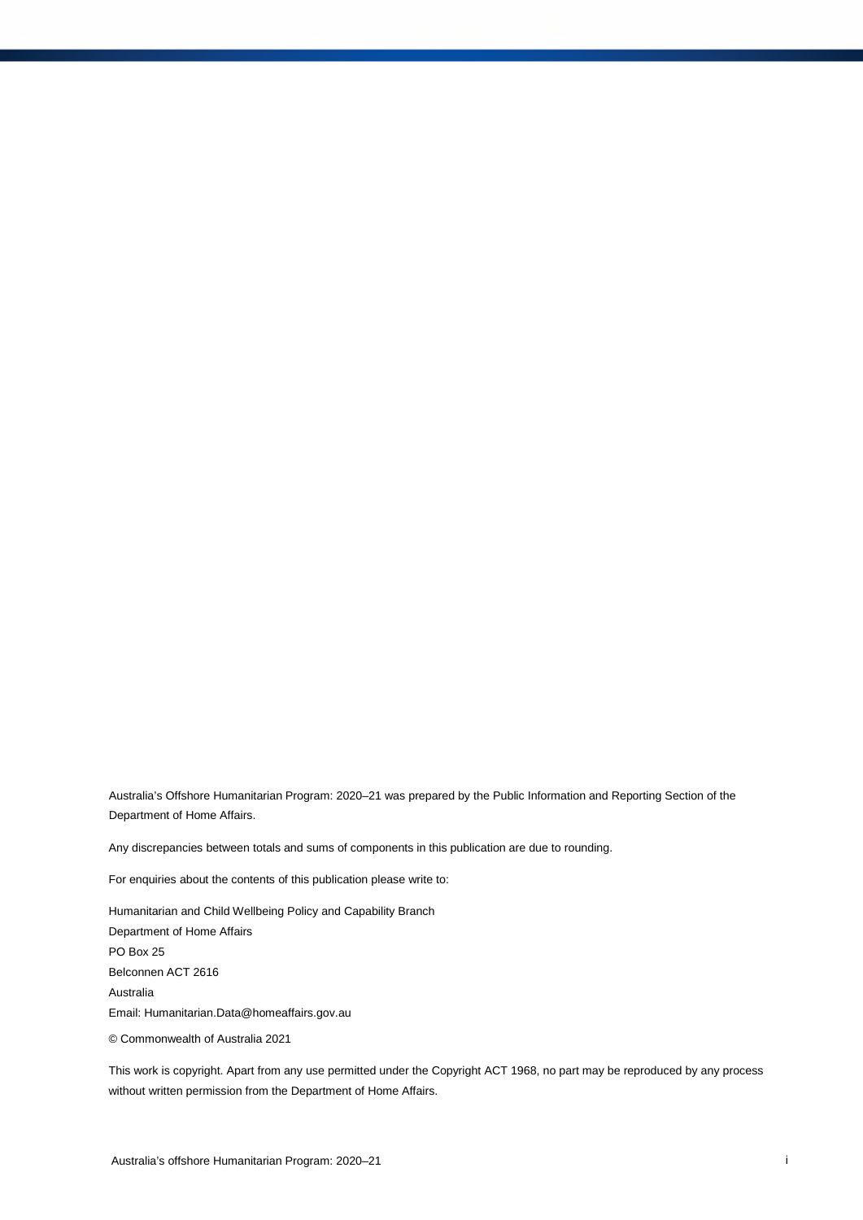Australia's Offshore Humanitarian Program: 2020–21 was prepared by the Public Information and Reporting Section of the Department of Home Affairs.

Any discrepancies between totals and sums of components in this publication are due to rounding.

For enquiries about the contents of this publication please write to:

Humanitarian and Child Wellbeing Policy and Capability Branch
Department of Home Affairs
PO Box 25
Belconnen ACT 2616
Australia
Email: Humanitarian.Data@homeaffairs.gov.au

© Commonwealth of Australia 2021

This work is copyright. Apart from any use permitted under the Copyright ACT 1968, no part may be reproduced by any process without written permission from the Department of Home Affairs.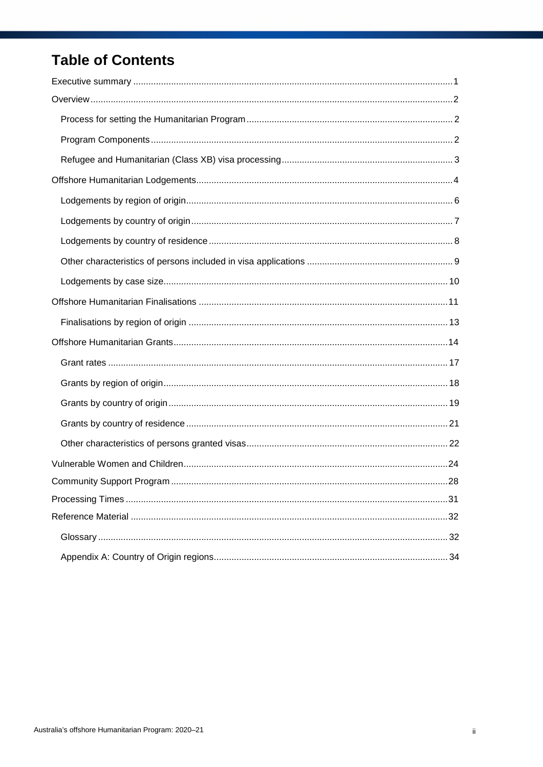# Table of Contents

- Executive summary ... 1
- Overview ... 2
  - Process for setting the Humanitarian Program ... 2
  - Program Components ... 2
  - Refugee and Humanitarian (Class XB) visa processing ... 3
- Offshore Humanitarian Lodgements ... 4
  - Lodgements by region of origin ... 6
  - Lodgements by country of origin ... 7
  - Lodgements by country of residence ... 8
  - Other characteristics of persons included in visa applications ... 9
  - Lodgements by case size ... 10
- Offshore Humanitarian Finalisations ... 11
  - Finalisations by region of origin ... 13
- Offshore Humanitarian Grants ... 14
  - Grant rates ... 17
  - Grants by region of origin ... 18
  - Grants by country of origin ... 19
  - Grants by country of residence ... 21
  - Other characteristics of persons granted visas ... 22
- Vulnerable Women and Children ... 24
- Community Support Program ... 28
- Processing Times ... 31
- Reference Material ... 32
  - Glossary ... 32
  - Appendix A: Country of Origin regions ... 34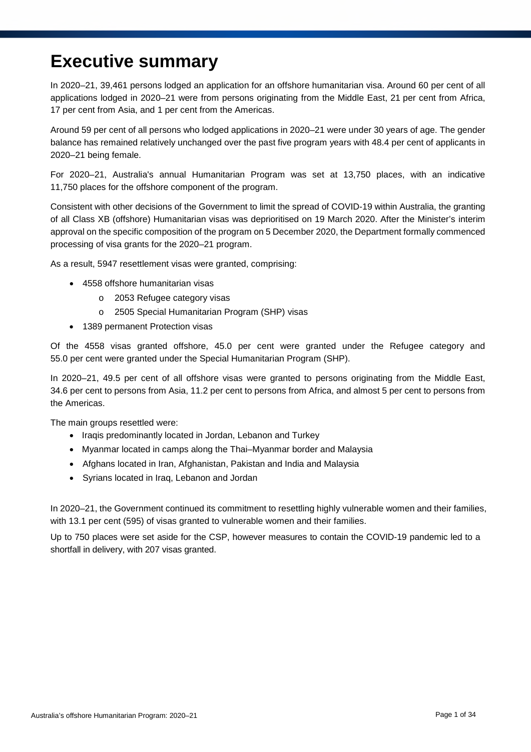# Executive summary

In 2020–21, 39,461 persons lodged an application for an offshore humanitarian visa. Around 60 per cent of all applications lodged in 2020–21 were from persons originating from the Middle East, 21 per cent from Africa, 17 per cent from Asia, and 1 per cent from the Americas.

Around 59 per cent of all persons who lodged applications in 2020–21 were under 30 years of age. The gender balance has remained relatively unchanged over the past five program years with 48.4 per cent of applicants in 2020–21 being female.

For 2020–21, Australia's annual Humanitarian Program was set at 13,750 places, with an indicative 11,750 places for the offshore component of the program.

Consistent with other decisions of the Government to limit the spread of COVID-19 within Australia, the granting of all Class XB (offshore) Humanitarian visas was deprioritised on 19 March 2020. After the Minister's interim approval on the specific composition of the program on 5 December 2020, the Department formally commenced processing of visa grants for the 2020–21 program.

As a result, 5947 resettlement visas were granted, comprising:

- 4558 offshore humanitarian visas
    - 2053 Refugee category visas
    - 2505 Special Humanitarian Program (SHP) visas
- 1389 permanent Protection visas

Of the 4558 visas granted offshore, 45.0 per cent were granted under the Refugee category and 55.0 per cent were granted under the Special Humanitarian Program (SHP).

In 2020–21, 49.5 per cent of all offshore visas were granted to persons originating from the Middle East, 34.6 per cent to persons from Asia, 11.2 per cent to persons from Africa, and almost 5 per cent to persons from the Americas.

The main groups resettled were:

- Iraqis predominantly located in Jordan, Lebanon and Turkey
- Myanmar located in camps along the Thai–Myanmar border and Malaysia
- Afghans located in Iran, Afghanistan, Pakistan and India and Malaysia
- Syrians located in Iraq, Lebanon and Jordan

In 2020–21, the Government continued its commitment to resettling highly vulnerable women and their families, with 13.1 per cent (595) of visas granted to vulnerable women and their families.

Up to 750 places were set aside for the CSP, however measures to contain the COVID-19 pandemic led to a shortfall in delivery, with 207 visas granted.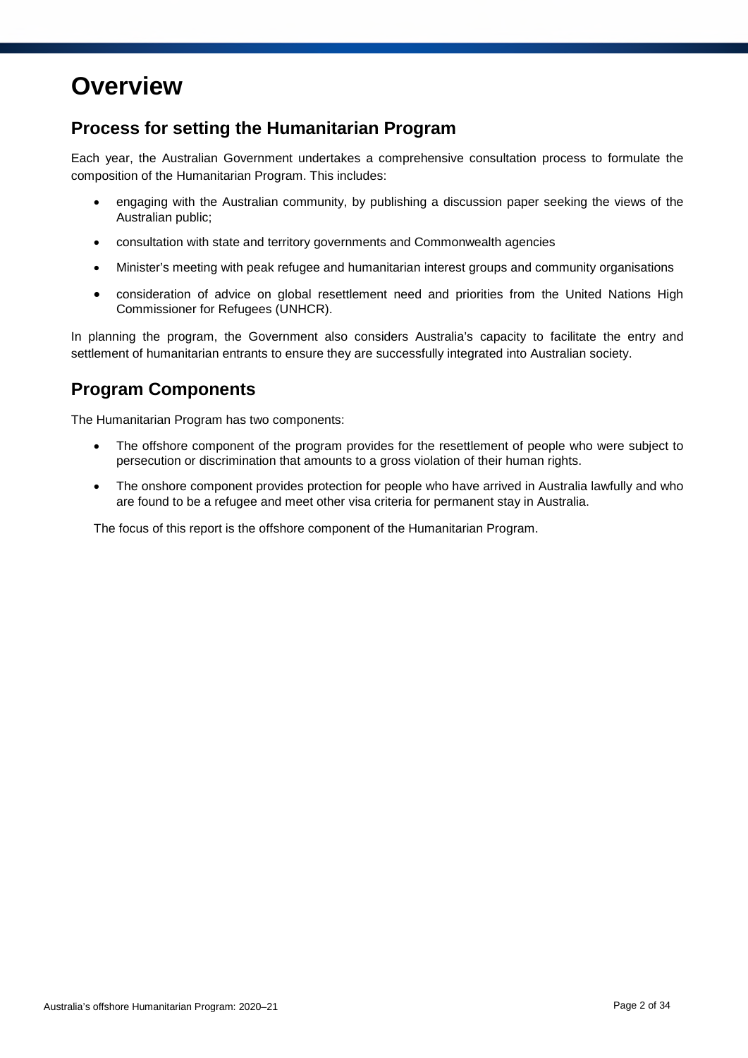# Overview

## Process for setting the Humanitarian Program

Each year, the Australian Government undertakes a comprehensive consultation process to formulate the composition of the Humanitarian Program. This includes:

- engaging with the Australian community, by publishing a discussion paper seeking the views of the Australian public;
- consultation with state and territory governments and Commonwealth agencies
- Minister's meeting with peak refugee and humanitarian interest groups and community organisations
- consideration of advice on global resettlement need and priorities from the United Nations High Commissioner for Refugees (UNHCR).

In planning the program, the Government also considers Australia's capacity to facilitate the entry and settlement of humanitarian entrants to ensure they are successfully integrated into Australian society.

## Program Components

The Humanitarian Program has two components:

- The offshore component of the program provides for the resettlement of people who were subject to persecution or discrimination that amounts to a gross violation of their human rights.
- The onshore component provides protection for people who have arrived in Australia lawfully and who are found to be a refugee and meet other visa criteria for permanent stay in Australia.

The focus of this report is the offshore component of the Humanitarian Program.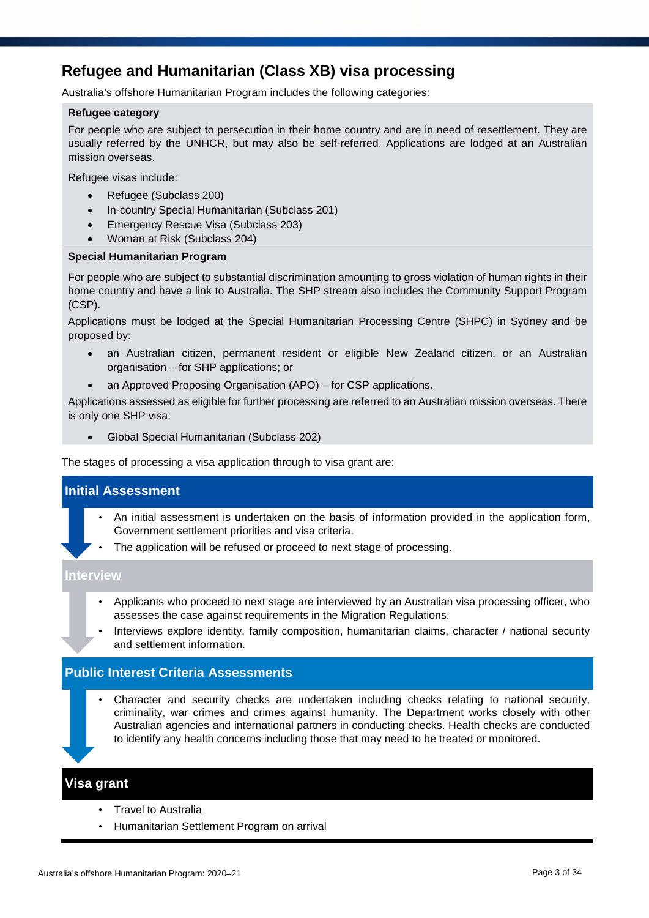## Refugee and Humanitarian (Class XB) visa processing

Australia's offshore Humanitarian Program includes the following categories:

**Refugee category**

For people who are subject to persecution in their home country and are in need of resettlement. They are usually referred by the UNHCR, but may also be self-referred. Applications are lodged at an Australian mission overseas.

Refugee visas include:

- Refugee (Subclass 200)
- In-country Special Humanitarian (Subclass 201)
- Emergency Rescue Visa (Subclass 203)
- Woman at Risk (Subclass 204)

**Special Humanitarian Program**

For people who are subject to substantial discrimination amounting to gross violation of human rights in their home country and have a link to Australia. The SHP stream also includes the Community Support Program (CSP).

Applications must be lodged at the Special Humanitarian Processing Centre (SHPC) in Sydney and be proposed by:

- an Australian citizen, permanent resident or eligible New Zealand citizen, or an Australian organisation – for SHP applications; or
- an Approved Proposing Organisation (APO) – for CSP applications.

Applications assessed as eligible for further processing are referred to an Australian mission overseas. There is only one SHP visa:

- Global Special Humanitarian (Subclass 202)

The stages of processing a visa application through to visa grant are:

### Initial Assessment

- An initial assessment is undertaken on the basis of information provided in the application form, Government settlement priorities and visa criteria.
- The application will be refused or proceed to next stage of processing.

### Interview

- Applicants who proceed to next stage are interviewed by an Australian visa processing officer, who assesses the case against requirements in the Migration Regulations.
- Interviews explore identity, family composition, humanitarian claims, character / national security and settlement information.

### Public Interest Criteria Assessments

- Character and security checks are undertaken including checks relating to national security, criminality, war crimes and crimes against humanity. The Department works closely with other Australian agencies and international partners in conducting checks. Health checks are conducted to identify any health concerns including those that may need to be treated or monitored.

### Visa grant

- Travel to Australia
- Humanitarian Settlement Program on arrival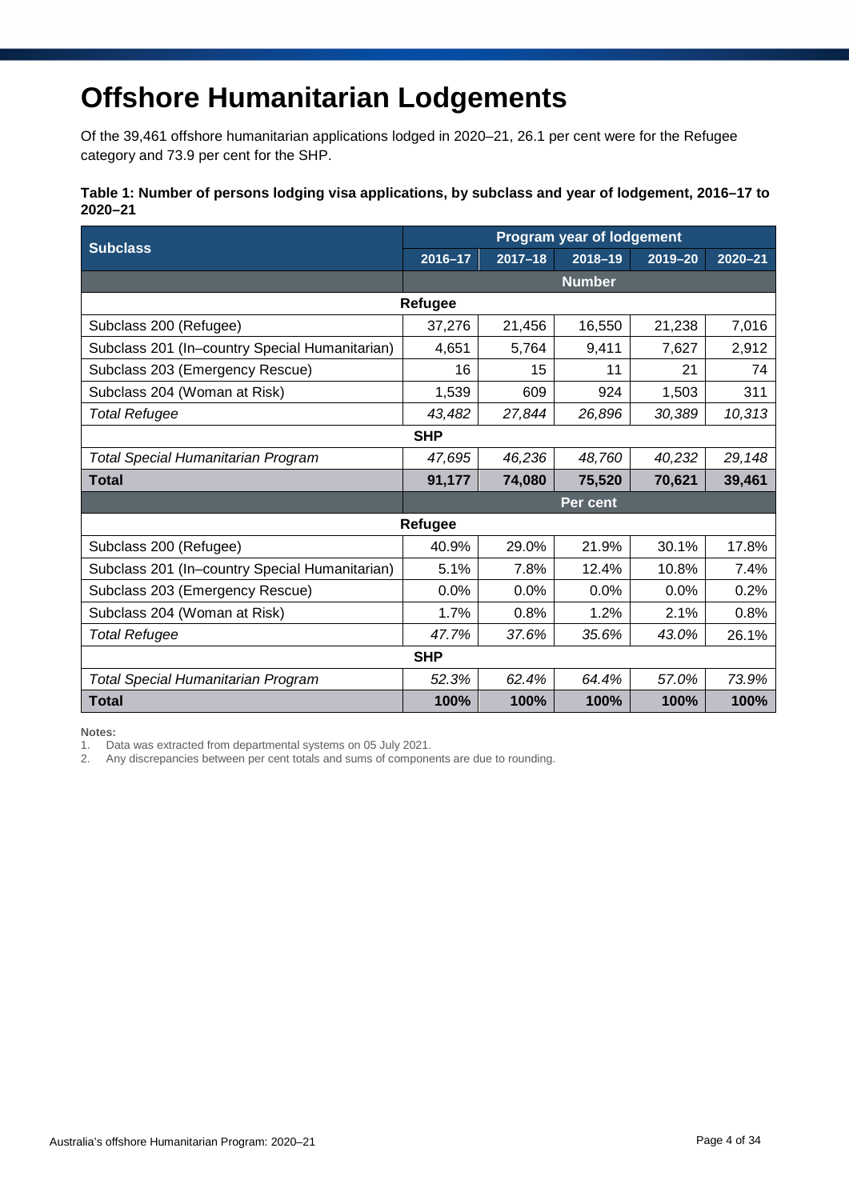# Offshore Humanitarian Lodgements

Of the 39,461 offshore humanitarian applications lodged in 2020–21, 26.1 per cent were for the Refugee category and 73.9 per cent for the SHP.

**Table 1: Number of persons lodging visa applications, by subclass and year of lodgement, 2016–17 to 2020–21**

| Subclass | Program year of lodgement | | | | |
|---|---|---|---|---|---|
| | 2016–17 | 2017–18 | 2018–19 | 2019–20 | 2020–21 |
| | **Number** | | | | |
| **Refugee** | | | | | |
| Subclass 200 (Refugee) | 37,276 | 21,456 | 16,550 | 21,238 | 7,016 |
| Subclass 201 (In–country Special Humanitarian) | 4,651 | 5,764 | 9,411 | 7,627 | 2,912 |
| Subclass 203 (Emergency Rescue) | 16 | 15 | 11 | 21 | 74 |
| Subclass 204 (Woman at Risk) | 1,539 | 609 | 924 | 1,503 | 311 |
| *Total Refugee* | *43,482* | *27,844* | *26,896* | *30,389* | *10,313* |
| **SHP** | | | | | |
| *Total Special Humanitarian Program* | *47,695* | *46,236* | *48,760* | *40,232* | *29,148* |
| **Total** | **91,177** | **74,080** | **75,520** | **70,621** | **39,461** |
| | **Per cent** | | | | |
| **Refugee** | | | | | |
| Subclass 200 (Refugee) | 40.9% | 29.0% | 21.9% | 30.1% | 17.8% |
| Subclass 201 (In–country Special Humanitarian) | 5.1% | 7.8% | 12.4% | 10.8% | 7.4% |
| Subclass 203 (Emergency Rescue) | 0.0% | 0.0% | 0.0% | 0.0% | 0.2% |
| Subclass 204 (Woman at Risk) | 1.7% | 0.8% | 1.2% | 2.1% | 0.8% |
| *Total Refugee* | *47.7%* | *37.6%* | *35.6%* | *43.0%* | 26.1% |
| **SHP** | | | | | |
| *Total Special Humanitarian Program* | *52.3%* | *62.4%* | *64.4%* | *57.0%* | *73.9%* |
| **Total** | **100%** | **100%** | **100%** | **100%** | **100%** |

**Notes:**

1. Data was extracted from departmental systems on 05 July 2021.
2. Any discrepancies between per cent totals and sums of components are due to rounding.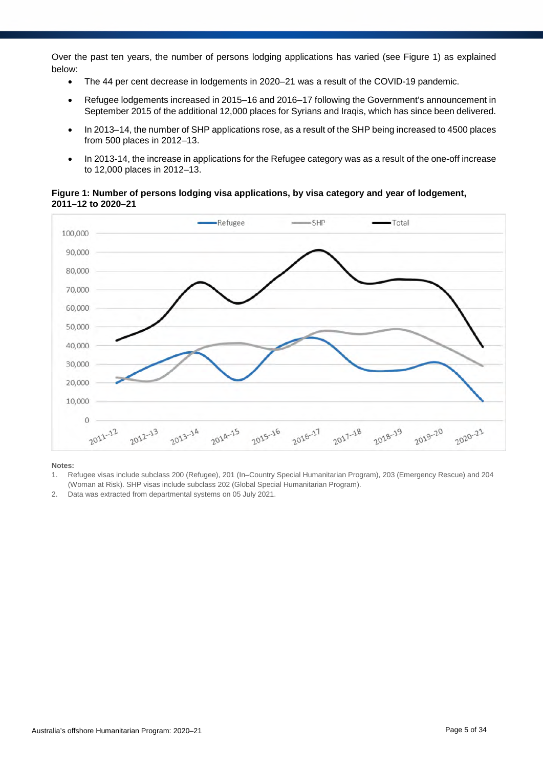Over the past ten years, the number of persons lodging applications has varied (see Figure 1) as explained below:

- The 44 per cent decrease in lodgements in 2020–21 was a result of the COVID-19 pandemic.
- Refugee lodgements increased in 2015–16 and 2016–17 following the Government's announcement in September 2015 of the additional 12,000 places for Syrians and Iraqis, which has since been delivered.
- In 2013–14, the number of SHP applications rose, as a result of the SHP being increased to 4500 places from 500 places in 2012–13.
- In 2013-14, the increase in applications for the Refugee category was as a result of the one-off increase to 12,000 places in 2012–13.

**Figure 1: Number of persons lodging visa applications, by visa category and year of lodgement, 2011–12 to 2020–21**

**Notes:**

1. Refugee visas include subclass 200 (Refugee), 201 (In–Country Special Humanitarian Program), 203 (Emergency Rescue) and 204 (Woman at Risk). SHP visas include subclass 202 (Global Special Humanitarian Program).
2. Data was extracted from departmental systems on 05 July 2021.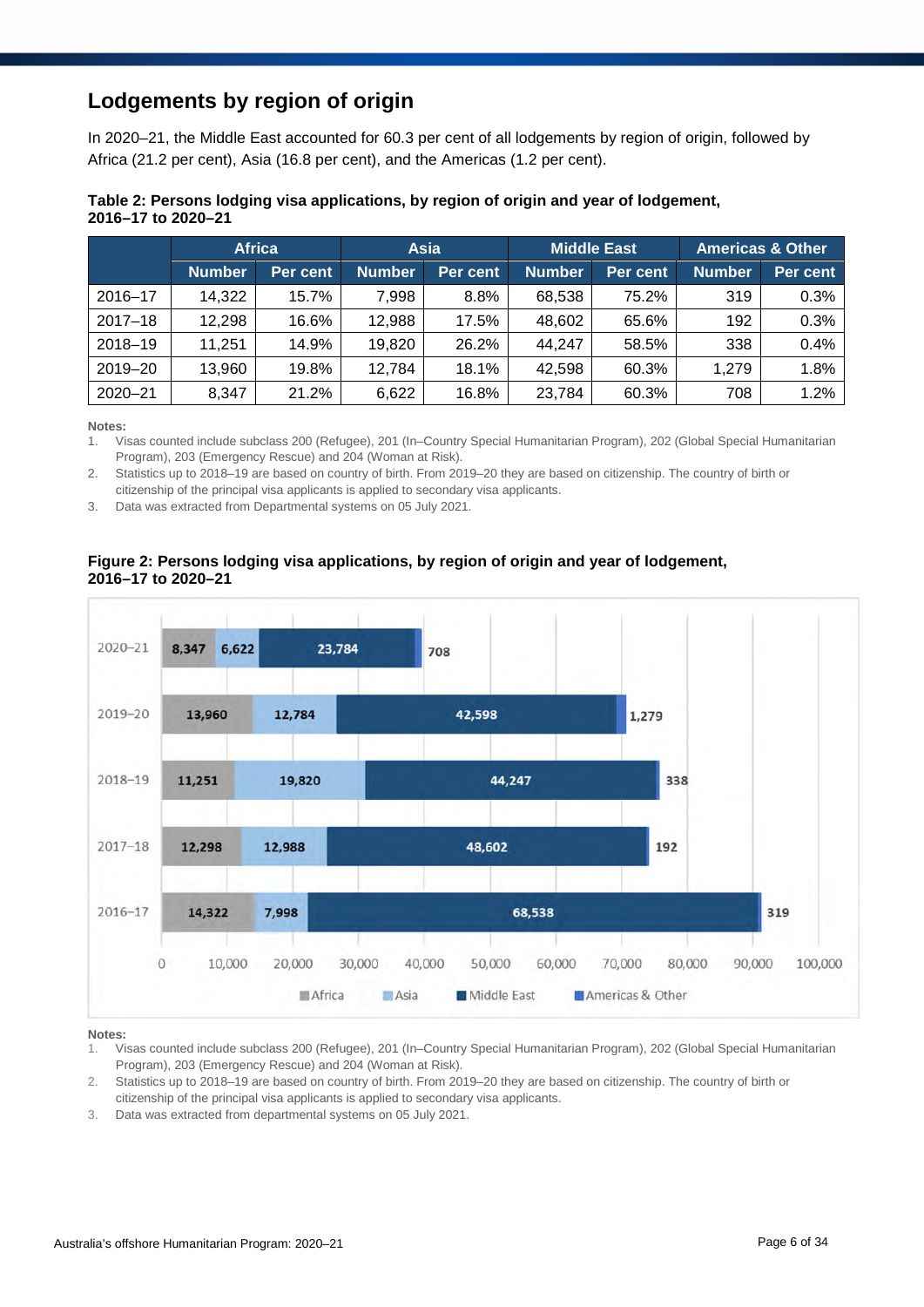## Lodgements by region of origin

In 2020–21, the Middle East accounted for 60.3 per cent of all lodgements by region of origin, followed by Africa (21.2 per cent), Asia (16.8 per cent), and the Americas (1.2 per cent).

**Table 2: Persons lodging visa applications, by region of origin and year of lodgement, 2016–17 to 2020–21**

| | Africa | | Asia | | Middle East | | Americas & Other | |
|---|---|---|---|---|---|---|---|---|
| | Number | Per cent | Number | Per cent | Number | Per cent | Number | Per cent |
| 2016–17 | 14,322 | 15.7% | 7,998 | 8.8% | 68,538 | 75.2% | 319 | 0.3% |
| 2017–18 | 12,298 | 16.6% | 12,988 | 17.5% | 48,602 | 65.6% | 192 | 0.3% |
| 2018–19 | 11,251 | 14.9% | 19,820 | 26.2% | 44,247 | 58.5% | 338 | 0.4% |
| 2019–20 | 13,960 | 19.8% | 12,784 | 18.1% | 42,598 | 60.3% | 1,279 | 1.8% |
| 2020–21 | 8,347 | 21.2% | 6,622 | 16.8% | 23,784 | 60.3% | 708 | 1.2% |

**Notes:**

1. Visas counted include subclass 200 (Refugee), 201 (In–Country Special Humanitarian Program), 202 (Global Special Humanitarian Program), 203 (Emergency Rescue) and 204 (Woman at Risk).
2. Statistics up to 2018–19 are based on country of birth. From 2019–20 they are based on citizenship. The country of birth or citizenship of the principal visa applicants is applied to secondary visa applicants.
3. Data was extracted from Departmental systems on 05 July 2021.

**Figure 2: Persons lodging visa applications, by region of origin and year of lodgement, 2016–17 to 2020–21**

| Year | Africa | Asia | Middle East | Americas & Other |
|---|---|---|---|---|
| 2020–21 | 8,347 | 6,622 | 23,784 | 708 |
| 2019–20 | 13,960 | 12,784 | 42,598 | 1,279 |
| 2018–19 | 11,251 | 19,820 | 44,247 | 338 |
| 2017–18 | 12,298 | 12,988 | 48,602 | 192 |
| 2016–17 | 14,322 | 7,998 | 68,538 | 319 |

**Notes:**

1. Visas counted include subclass 200 (Refugee), 201 (In–Country Special Humanitarian Program), 202 (Global Special Humanitarian Program), 203 (Emergency Rescue) and 204 (Woman at Risk).
2. Statistics up to 2018–19 are based on country of birth. From 2019–20 they are based on citizenship. The country of birth or citizenship of the principal visa applicants is applied to secondary visa applicants.
3. Data was extracted from departmental systems on 05 July 2021.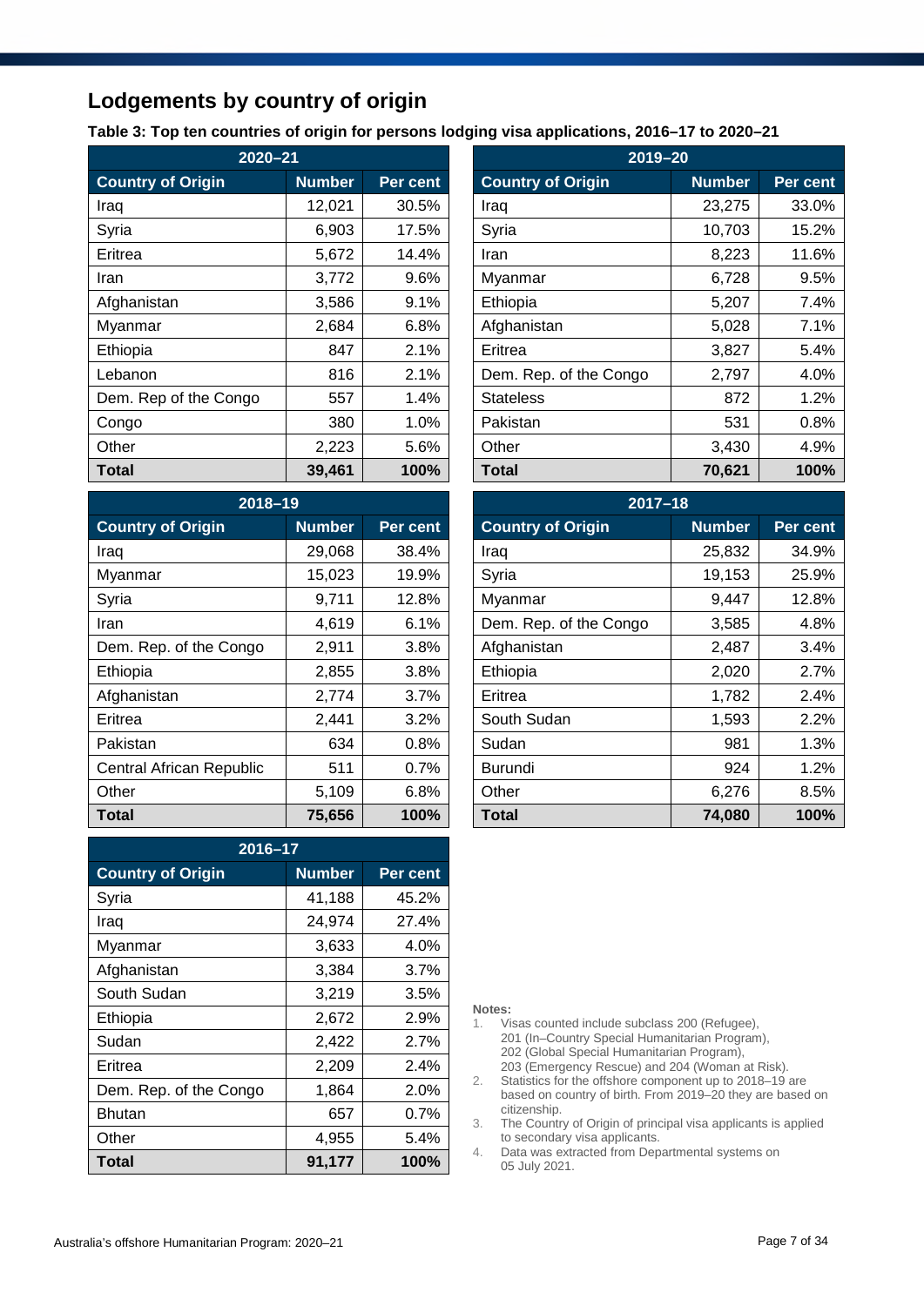## Lodgements by country of origin

**Table 3: Top ten countries of origin for persons lodging visa applications, 2016–17 to 2020–21**

| 2020–21 | | |
|---|---|---|
| **Country of Origin** | **Number** | **Per cent** |
| Iraq | 12,021 | 30.5% |
| Syria | 6,903 | 17.5% |
| Eritrea | 5,672 | 14.4% |
| Iran | 3,772 | 9.6% |
| Afghanistan | 3,586 | 9.1% |
| Myanmar | 2,684 | 6.8% |
| Ethiopia | 847 | 2.1% |
| Lebanon | 816 | 2.1% |
| Dem. Rep of the Congo | 557 | 1.4% |
| Congo | 380 | 1.0% |
| Other | 2,223 | 5.6% |
| **Total** | **39,461** | **100%** |

| 2019–20 | | |
|---|---|---|
| **Country of Origin** | **Number** | **Per cent** |
| Iraq | 23,275 | 33.0% |
| Syria | 10,703 | 15.2% |
| Iran | 8,223 | 11.6% |
| Myanmar | 6,728 | 9.5% |
| Ethiopia | 5,207 | 7.4% |
| Afghanistan | 5,028 | 7.1% |
| Eritrea | 3,827 | 5.4% |
| Dem. Rep. of the Congo | 2,797 | 4.0% |
| Stateless | 872 | 1.2% |
| Pakistan | 531 | 0.8% |
| Other | 3,430 | 4.9% |
| **Total** | **70,621** | **100%** |

| 2018–19 | | |
|---|---|---|
| **Country of Origin** | **Number** | **Per cent** |
| Iraq | 29,068 | 38.4% |
| Myanmar | 15,023 | 19.9% |
| Syria | 9,711 | 12.8% |
| Iran | 4,619 | 6.1% |
| Dem. Rep. of the Congo | 2,911 | 3.8% |
| Ethiopia | 2,855 | 3.8% |
| Afghanistan | 2,774 | 3.7% |
| Eritrea | 2,441 | 3.2% |
| Pakistan | 634 | 0.8% |
| Central African Republic | 511 | 0.7% |
| Other | 5,109 | 6.8% |
| **Total** | **75,656** | **100%** |

| 2017–18 | | |
|---|---|---|
| **Country of Origin** | **Number** | **Per cent** |
| Iraq | 25,832 | 34.9% |
| Syria | 19,153 | 25.9% |
| Myanmar | 9,447 | 12.8% |
| Dem. Rep. of the Congo | 3,585 | 4.8% |
| Afghanistan | 2,487 | 3.4% |
| Ethiopia | 2,020 | 2.7% |
| Eritrea | 1,782 | 2.4% |
| South Sudan | 1,593 | 2.2% |
| Sudan | 981 | 1.3% |
| Burundi | 924 | 1.2% |
| Other | 6,276 | 8.5% |
| **Total** | **74,080** | **100%** |

| 2016–17 | | |
|---|---|---|
| **Country of Origin** | **Number** | **Per cent** |
| Syria | 41,188 | 45.2% |
| Iraq | 24,974 | 27.4% |
| Myanmar | 3,633 | 4.0% |
| Afghanistan | 3,384 | 3.7% |
| South Sudan | 3,219 | 3.5% |
| Ethiopia | 2,672 | 2.9% |
| Sudan | 2,422 | 2.7% |
| Eritrea | 2,209 | 2.4% |
| Dem. Rep. of the Congo | 1,864 | 2.0% |
| Bhutan | 657 | 0.7% |
| Other | 4,955 | 5.4% |
| **Total** | **91,177** | **100%** |

**Notes:**

1. Visas counted include subclass 200 (Refugee), 201 (In–Country Special Humanitarian Program), 202 (Global Special Humanitarian Program), 203 (Emergency Rescue) and 204 (Woman at Risk).
2. Statistics for the offshore component up to 2018–19 are based on country of birth. From 2019–20 they are based on citizenship.
3. The Country of Origin of principal visa applicants is applied to secondary visa applicants.
4. Data was extracted from Departmental systems on 05 July 2021.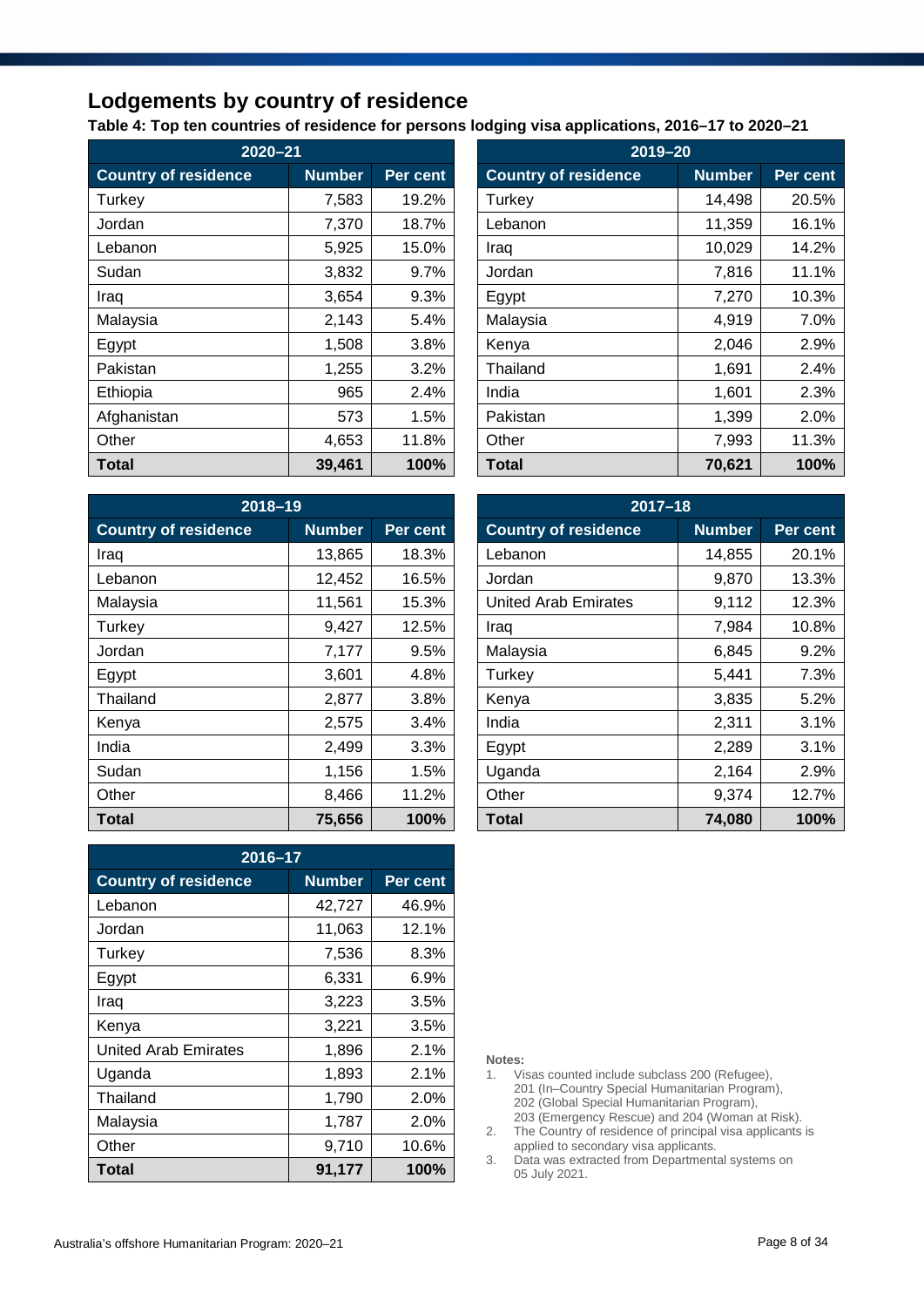## Lodgements by country of residence

**Table 4: Top ten countries of residence for persons lodging visa applications, 2016–17 to 2020–21**

| 2020–21 | | |
|---|---|---|
| **Country of residence** | **Number** | **Per cent** |
| Turkey | 7,583 | 19.2% |
| Jordan | 7,370 | 18.7% |
| Lebanon | 5,925 | 15.0% |
| Sudan | 3,832 | 9.7% |
| Iraq | 3,654 | 9.3% |
| Malaysia | 2,143 | 5.4% |
| Egypt | 1,508 | 3.8% |
| Pakistan | 1,255 | 3.2% |
| Ethiopia | 965 | 2.4% |
| Afghanistan | 573 | 1.5% |
| Other | 4,653 | 11.8% |
| **Total** | **39,461** | **100%** |

| 2019–20 | | |
|---|---|---|
| **Country of residence** | **Number** | **Per cent** |
| Turkey | 14,498 | 20.5% |
| Lebanon | 11,359 | 16.1% |
| Iraq | 10,029 | 14.2% |
| Jordan | 7,816 | 11.1% |
| Egypt | 7,270 | 10.3% |
| Malaysia | 4,919 | 7.0% |
| Kenya | 2,046 | 2.9% |
| Thailand | 1,691 | 2.4% |
| India | 1,601 | 2.3% |
| Pakistan | 1,399 | 2.0% |
| Other | 7,993 | 11.3% |
| **Total** | **70,621** | **100%** |

| 2018–19 | | |
|---|---|---|
| **Country of residence** | **Number** | **Per cent** |
| Iraq | 13,865 | 18.3% |
| Lebanon | 12,452 | 16.5% |
| Malaysia | 11,561 | 15.3% |
| Turkey | 9,427 | 12.5% |
| Jordan | 7,177 | 9.5% |
| Egypt | 3,601 | 4.8% |
| Thailand | 2,877 | 3.8% |
| Kenya | 2,575 | 3.4% |
| India | 2,499 | 3.3% |
| Sudan | 1,156 | 1.5% |
| Other | 8,466 | 11.2% |
| **Total** | **75,656** | **100%** |

| 2017–18 | | |
|---|---|---|
| **Country of residence** | **Number** | **Per cent** |
| Lebanon | 14,855 | 20.1% |
| Jordan | 9,870 | 13.3% |
| United Arab Emirates | 9,112 | 12.3% |
| Iraq | 7,984 | 10.8% |
| Malaysia | 6,845 | 9.2% |
| Turkey | 5,441 | 7.3% |
| Kenya | 3,835 | 5.2% |
| India | 2,311 | 3.1% |
| Egypt | 2,289 | 3.1% |
| Uganda | 2,164 | 2.9% |
| Other | 9,374 | 12.7% |
| **Total** | **74,080** | **100%** |

| 2016–17 | | |
|---|---|---|
| **Country of residence** | **Number** | **Per cent** |
| Lebanon | 42,727 | 46.9% |
| Jordan | 11,063 | 12.1% |
| Turkey | 7,536 | 8.3% |
| Egypt | 6,331 | 6.9% |
| Iraq | 3,223 | 3.5% |
| Kenya | 3,221 | 3.5% |
| United Arab Emirates | 1,896 | 2.1% |
| Uganda | 1,893 | 2.1% |
| Thailand | 1,790 | 2.0% |
| Malaysia | 1,787 | 2.0% |
| Other | 9,710 | 10.6% |
| **Total** | **91,177** | **100%** |

**Notes:**

1. Visas counted include subclass 200 (Refugee), 201 (In–Country Special Humanitarian Program), 202 (Global Special Humanitarian Program), 203 (Emergency Rescue) and 204 (Woman at Risk).
2. The Country of residence of principal visa applicants is applied to secondary visa applicants.
3. Data was extracted from Departmental systems on 05 July 2021.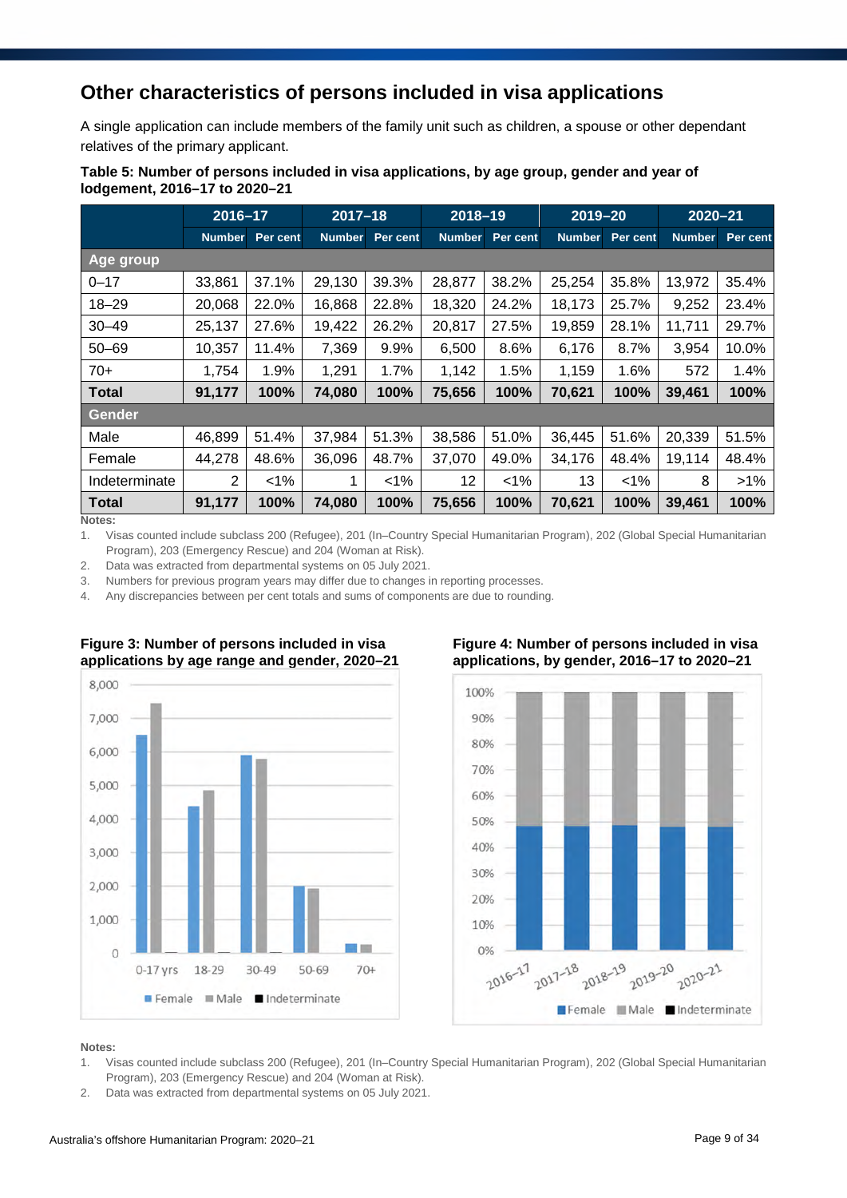## Other characteristics of persons included in visa applications

A single application can include members of the family unit such as children, a spouse or other dependant relatives of the primary applicant.

**Table 5: Number of persons included in visa applications, by age group, gender and year of lodgement, 2016–17 to 2020–21**

| | 2016–17 | | 2017–18 | | 2018–19 | | 2019–20 | | 2020–21 | |
|---|---|---|---|---|---|---|---|---|---|---|
| | Number | Per cent | Number | Per cent | Number | Per cent | Number | Per cent | Number | Per cent |
| **Age group** | | | | | | | | | | |
| 0–17 | 33,861 | 37.1% | 29,130 | 39.3% | 28,877 | 38.2% | 25,254 | 35.8% | 13,972 | 35.4% |
| 18–29 | 20,068 | 22.0% | 16,868 | 22.8% | 18,320 | 24.2% | 18,173 | 25.7% | 9,252 | 23.4% |
| 30–49 | 25,137 | 27.6% | 19,422 | 26.2% | 20,817 | 27.5% | 19,859 | 28.1% | 11,711 | 29.7% |
| 50–69 | 10,357 | 11.4% | 7,369 | 9.9% | 6,500 | 8.6% | 6,176 | 8.7% | 3,954 | 10.0% |
| 70+ | 1,754 | 1.9% | 1,291 | 1.7% | 1,142 | 1.5% | 1,159 | 1.6% | 572 | 1.4% |
| **Total** | **91,177** | **100%** | **74,080** | **100%** | **75,656** | **100%** | **70,621** | **100%** | **39,461** | **100%** |
| **Gender** | | | | | | | | | | |
| Male | 46,899 | 51.4% | 37,984 | 51.3% | 38,586 | 51.0% | 36,445 | 51.6% | 20,339 | 51.5% |
| Female | 44,278 | 48.6% | 36,096 | 48.7% | 37,070 | 49.0% | 34,176 | 48.4% | 19,114 | 48.4% |
| Indeterminate | 2 | <1% | 1 | <1% | 12 | <1% | 13 | <1% | 8 | >1% |
| **Total** | **91,177** | **100%** | **74,080** | **100%** | **75,656** | **100%** | **70,621** | **100%** | **39,461** | **100%** |

**Notes:**

1. Visas counted include subclass 200 (Refugee), 201 (In–Country Special Humanitarian Program), 202 (Global Special Humanitarian Program), 203 (Emergency Rescue) and 204 (Woman at Risk).
2. Data was extracted from departmental systems on 05 July 2021.
3. Numbers for previous program years may differ due to changes in reporting processes.
4. Any discrepancies between per cent totals and sums of components are due to rounding.

**Figure 3: Number of persons included in visa applications by age range and gender, 2020–21**

**Figure 4: Number of persons included in visa applications, by gender, 2016–17 to 2020–21**

**Notes:**

1. Visas counted include subclass 200 (Refugee), 201 (In–Country Special Humanitarian Program), 202 (Global Special Humanitarian Program), 203 (Emergency Rescue) and 204 (Woman at Risk).
2. Data was extracted from departmental systems on 05 July 2021.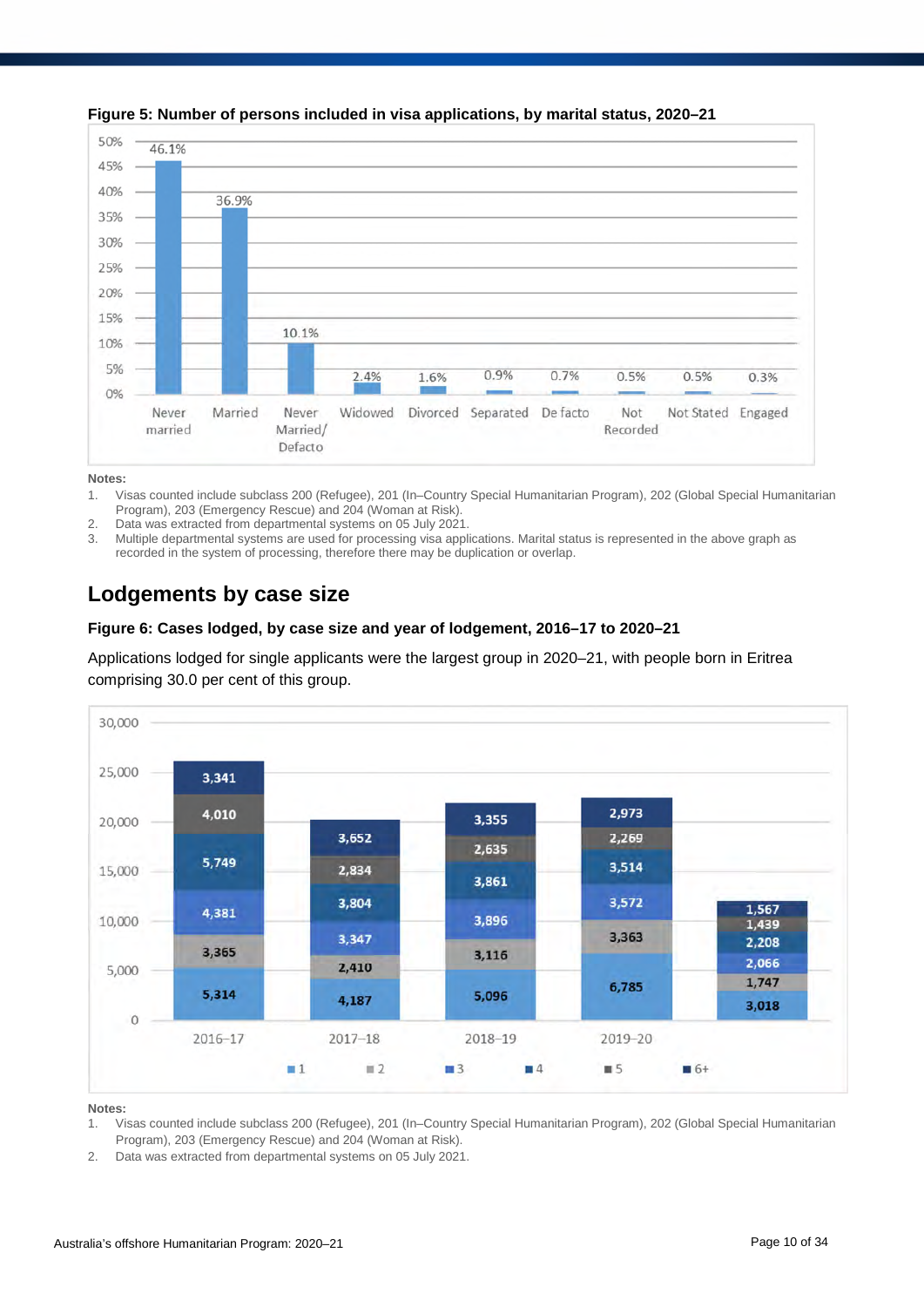**Figure 5: Number of persons included in visa applications, by marital status, 2020–21**

| Marital status | Per cent |
|---|---|
| Never married | 46.1% |
| Married | 36.9% |
| Never Married/ Defacto | 10.1% |
| Widowed | 2.4% |
| Divorced | 1.6% |
| Separated | 0.9% |
| De facto | 0.7% |
| Not Recorded | 0.5% |
| Not Stated | 0.5% |
| Engaged | 0.3% |

Notes:

1. Visas counted include subclass 200 (Refugee), 201 (In–Country Special Humanitarian Program), 202 (Global Special Humanitarian Program), 203 (Emergency Rescue) and 204 (Woman at Risk).
2. Data was extracted from departmental systems on 05 July 2021.
3. Multiple departmental systems are used for processing visa applications. Marital status is represented in the above graph as recorded in the system of processing, therefore there may be duplication or overlap.

## Lodgements by case size

**Figure 6: Cases lodged, by case size and year of lodgement, 2016–17 to 2020–21**

Applications lodged for single applicants were the largest group in 2020–21, with people born in Eritrea comprising 30.0 per cent of this group.

| Case size | 2016–17 | 2017–18 | 2018–19 | 2019–20 | 2020–21 |
|---|---|---|---|---|---|
| 1 | 5,314 | 4,187 | 5,096 | 6,785 | 3,018 |
| 2 | 3,365 | 2,410 | 3,116 | 3,363 | 1,747 |
| 3 | 4,381 | 3,347 | 3,896 | 3,572 | 2,066 |
| 4 | 5,749 | 3,804 | 3,861 | 3,514 | 2,208 |
| 5 | 4,010 | 2,834 | 2,635 | 2,269 | 1,439 |
| 6+ | 3,341 | 3,652 | 3,355 | 2,973 | 1,567 |

Notes:

1. Visas counted include subclass 200 (Refugee), 201 (In–Country Special Humanitarian Program), 202 (Global Special Humanitarian Program), 203 (Emergency Rescue) and 204 (Woman at Risk).
2. Data was extracted from departmental systems on 05 July 2021.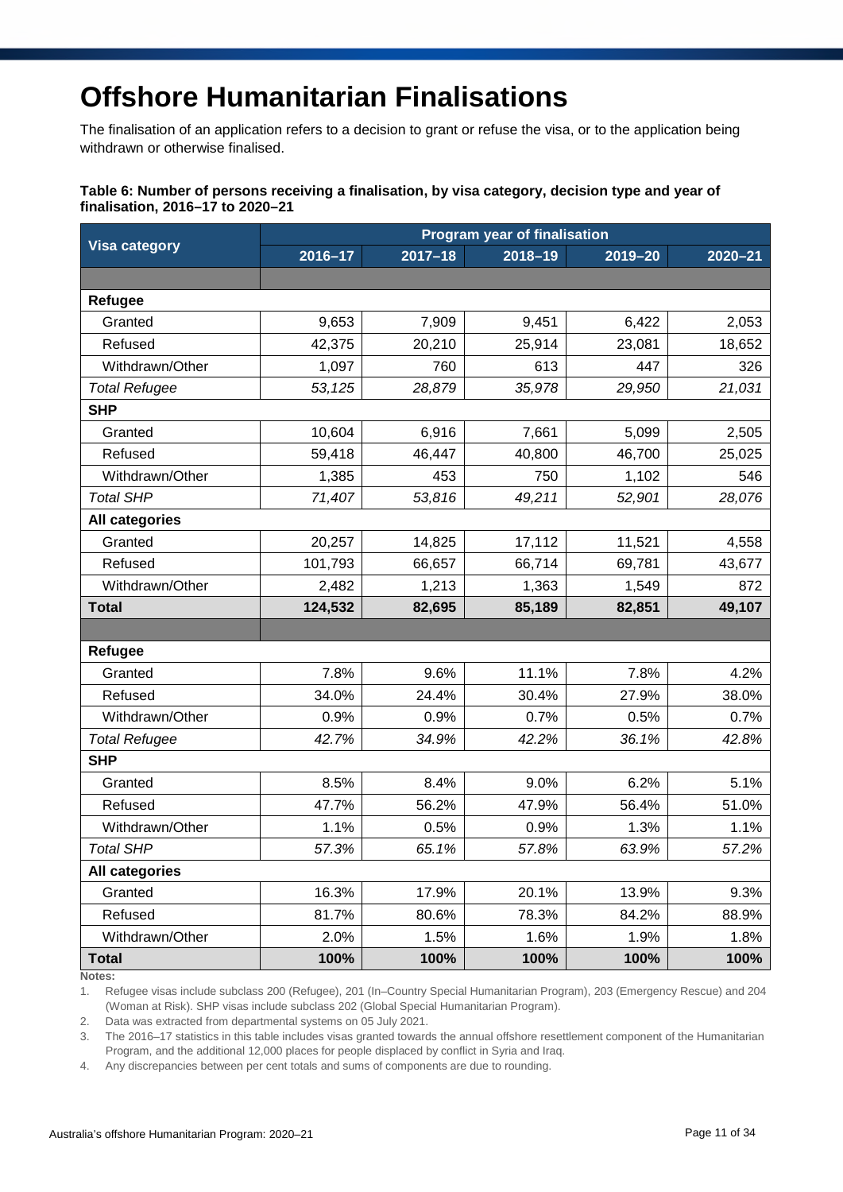# Offshore Humanitarian Finalisations

The finalisation of an application refers to a decision to grant or refuse the visa, or to the application being withdrawn or otherwise finalised.

**Table 6: Number of persons receiving a finalisation, by visa category, decision type and year of finalisation, 2016–17 to 2020–21**

| Visa category | Program year of finalisation | | | | |
|---|---|---|---|---|---|
| | 2016–17 | 2017–18 | 2018–19 | 2019–20 | 2020–21 |
| | | | | | |
| **Refugee** | | | | | |
| Granted | 9,653 | 7,909 | 9,451 | 6,422 | 2,053 |
| Refused | 42,375 | 20,210 | 25,914 | 23,081 | 18,652 |
| Withdrawn/Other | 1,097 | 760 | 613 | 447 | 326 |
| *Total Refugee* | *53,125* | *28,879* | *35,978* | *29,950* | *21,031* |
| **SHP** | | | | | |
| Granted | 10,604 | 6,916 | 7,661 | 5,099 | 2,505 |
| Refused | 59,418 | 46,447 | 40,800 | 46,700 | 25,025 |
| Withdrawn/Other | 1,385 | 453 | 750 | 1,102 | 546 |
| *Total SHP* | *71,407* | *53,816* | *49,211* | *52,901* | *28,076* |
| **All categories** | | | | | |
| Granted | 20,257 | 14,825 | 17,112 | 11,521 | 4,558 |
| Refused | 101,793 | 66,657 | 66,714 | 69,781 | 43,677 |
| Withdrawn/Other | 2,482 | 1,213 | 1,363 | 1,549 | 872 |
| **Total** | **124,532** | **82,695** | **85,189** | **82,851** | **49,107** |
| | | | | | |
| **Refugee** | | | | | |
| Granted | 7.8% | 9.6% | 11.1% | 7.8% | 4.2% |
| Refused | 34.0% | 24.4% | 30.4% | 27.9% | 38.0% |
| Withdrawn/Other | 0.9% | 0.9% | 0.7% | 0.5% | 0.7% |
| *Total Refugee* | *42.7%* | *34.9%* | *42.2%* | *36.1%* | *42.8%* |
| **SHP** | | | | | |
| Granted | 8.5% | 8.4% | 9.0% | 6.2% | 5.1% |
| Refused | 47.7% | 56.2% | 47.9% | 56.4% | 51.0% |
| Withdrawn/Other | 1.1% | 0.5% | 0.9% | 1.3% | 1.1% |
| *Total SHP* | *57.3%* | *65.1%* | *57.8%* | *63.9%* | *57.2%* |
| **All categories** | | | | | |
| Granted | 16.3% | 17.9% | 20.1% | 13.9% | 9.3% |
| Refused | 81.7% | 80.6% | 78.3% | 84.2% | 88.9% |
| Withdrawn/Other | 2.0% | 1.5% | 1.6% | 1.9% | 1.8% |
| **Total** | **100%** | **100%** | **100%** | **100%** | **100%** |

**Notes:**

1. Refugee visas include subclass 200 (Refugee), 201 (In–Country Special Humanitarian Program), 203 (Emergency Rescue) and 204 (Woman at Risk). SHP visas include subclass 202 (Global Special Humanitarian Program).
2. Data was extracted from departmental systems on 05 July 2021.
3. The 2016–17 statistics in this table includes visas granted towards the annual offshore resettlement component of the Humanitarian Program, and the additional 12,000 places for people displaced by conflict in Syria and Iraq.
4. Any discrepancies between per cent totals and sums of components are due to rounding.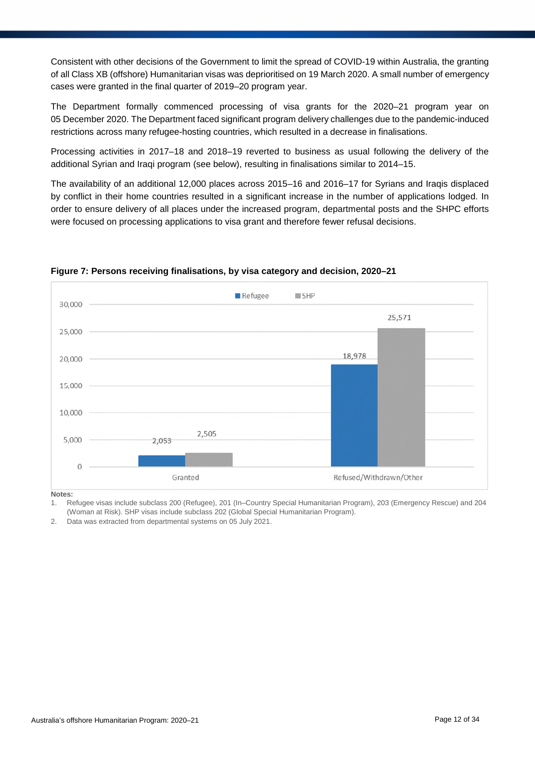Consistent with other decisions of the Government to limit the spread of COVID-19 within Australia, the granting of all Class XB (offshore) Humanitarian visas was deprioritised on 19 March 2020. A small number of emergency cases were granted in the final quarter of 2019–20 program year.

The Department formally commenced processing of visa grants for the 2020–21 program year on 05 December 2020. The Department faced significant program delivery challenges due to the pandemic-induced restrictions across many refugee-hosting countries, which resulted in a decrease in finalisations.

Processing activities in 2017–18 and 2018–19 reverted to business as usual following the delivery of the additional Syrian and Iraqi program (see below), resulting in finalisations similar to 2014–15.

The availability of an additional 12,000 places across 2015–16 and 2016–17 for Syrians and Iraqis displaced by conflict in their home countries resulted in a significant increase in the number of applications lodged. In order to ensure delivery of all places under the increased program, departmental posts and the SHPC efforts were focused on processing applications to visa grant and therefore fewer refusal decisions.

**Figure 7: Persons receiving finalisations, by visa category and decision, 2020–21**

| Decision | Refugee | SHP |
|---|---|---|
| Granted | 2,053 | 2,505 |
| Refused/Withdrawn/Other | 18,978 | 25,571 |

**Notes:**

1. Refugee visas include subclass 200 (Refugee), 201 (In–Country Special Humanitarian Program), 203 (Emergency Rescue) and 204 (Woman at Risk). SHP visas include subclass 202 (Global Special Humanitarian Program).
2. Data was extracted from departmental systems on 05 July 2021.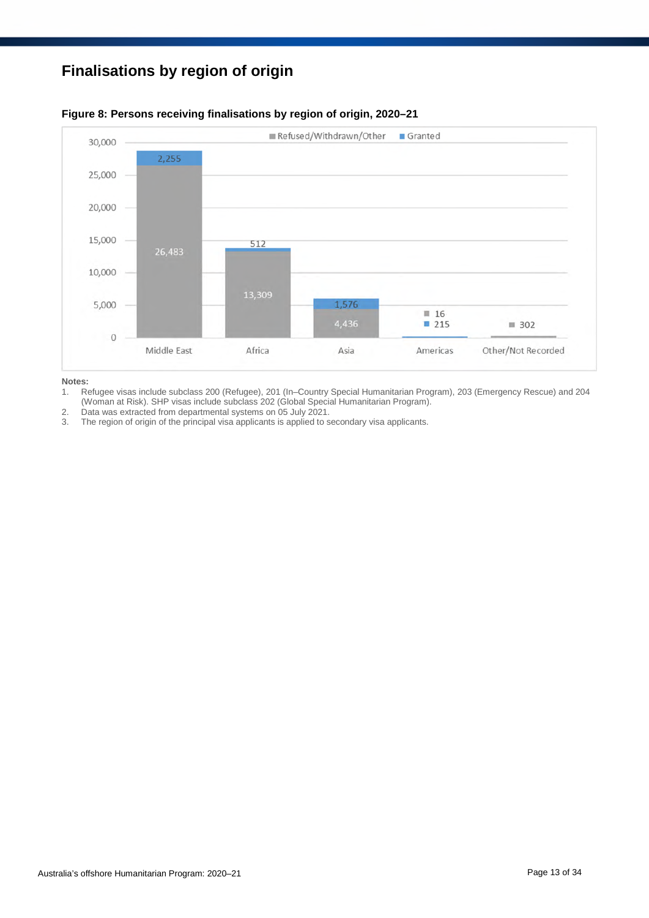## Finalisations by region of origin

**Figure 8: Persons receiving finalisations by region of origin, 2020–21**

| Region | Refused/Withdrawn/Other | Granted |
|---|---|---|
| Middle East | 26,483 | 2,255 |
| Africa | 13,309 | 512 |
| Asia | 4,436 | 1,576 |
| Americas | 16 | 215 |
| Other/Not Recorded | 302 | |

**Notes:**

1. Refugee visas include subclass 200 (Refugee), 201 (In–Country Special Humanitarian Program), 203 (Emergency Rescue) and 204 (Woman at Risk). SHP visas include subclass 202 (Global Special Humanitarian Program).
2. Data was extracted from departmental systems on 05 July 2021.
3. The region of origin of the principal visa applicants is applied to secondary visa applicants.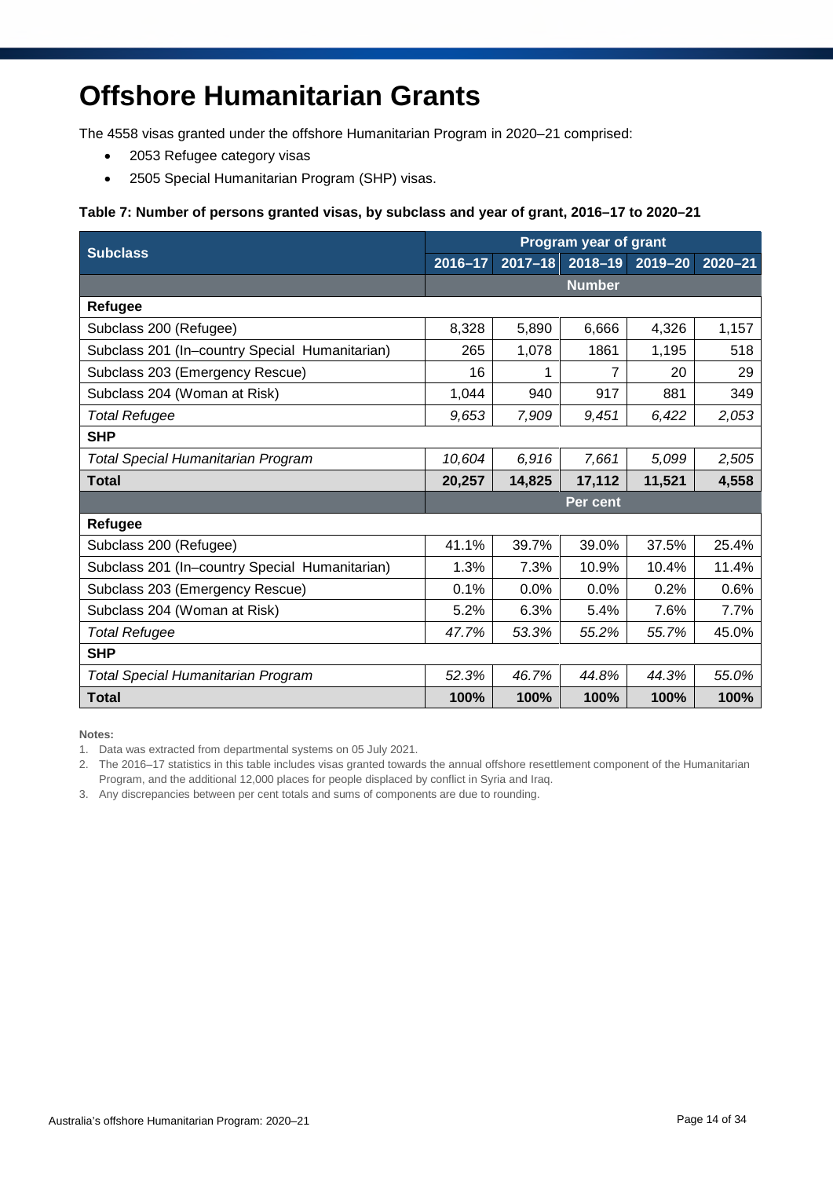# Offshore Humanitarian Grants

The 4558 visas granted under the offshore Humanitarian Program in 2020–21 comprised:

- 2053 Refugee category visas
- 2505 Special Humanitarian Program (SHP) visas.

**Table 7: Number of persons granted visas, by subclass and year of grant, 2016–17 to 2020–21**

| Subclass | Program year of grant | | | | |
|---|---|---|---|---|---|
| | 2016–17 | 2017–18 | 2018–19 | 2019–20 | 2020–21 |
| | **Number** | | | | |
| **Refugee** | | | | | |
| Subclass 200 (Refugee) | 8,328 | 5,890 | 6,666 | 4,326 | 1,157 |
| Subclass 201 (In–country Special Humanitarian) | 265 | 1,078 | 1861 | 1,195 | 518 |
| Subclass 203 (Emergency Rescue) | 16 | 1 | 7 | 20 | 29 |
| Subclass 204 (Woman at Risk) | 1,044 | 940 | 917 | 881 | 349 |
| *Total Refugee* | *9,653* | *7,909* | *9,451* | *6,422* | *2,053* |
| **SHP** | | | | | |
| *Total Special Humanitarian Program* | *10,604* | *6,916* | *7,661* | *5,099* | *2,505* |
| **Total** | **20,257** | **14,825** | **17,112** | **11,521** | **4,558** |
| | **Per cent** | | | | |
| **Refugee** | | | | | |
| Subclass 200 (Refugee) | 41.1% | 39.7% | 39.0% | 37.5% | 25.4% |
| Subclass 201 (In–country Special Humanitarian) | 1.3% | 7.3% | 10.9% | 10.4% | 11.4% |
| Subclass 203 (Emergency Rescue) | 0.1% | 0.0% | 0.0% | 0.2% | 0.6% |
| Subclass 204 (Woman at Risk) | 5.2% | 6.3% | 5.4% | 7.6% | 7.7% |
| *Total Refugee* | *47.7%* | *53.3%* | *55.2%* | *55.7%* | 45.0% |
| **SHP** | | | | | |
| *Total Special Humanitarian Program* | *52.3%* | *46.7%* | *44.8%* | *44.3%* | *55.0%* |
| **Total** | **100%** | **100%** | **100%** | **100%** | **100%** |

**Notes:**

1. Data was extracted from departmental systems on 05 July 2021.
2. The 2016–17 statistics in this table includes visas granted towards the annual offshore resettlement component of the Humanitarian Program, and the additional 12,000 places for people displaced by conflict in Syria and Iraq.
3. Any discrepancies between per cent totals and sums of components are due to rounding.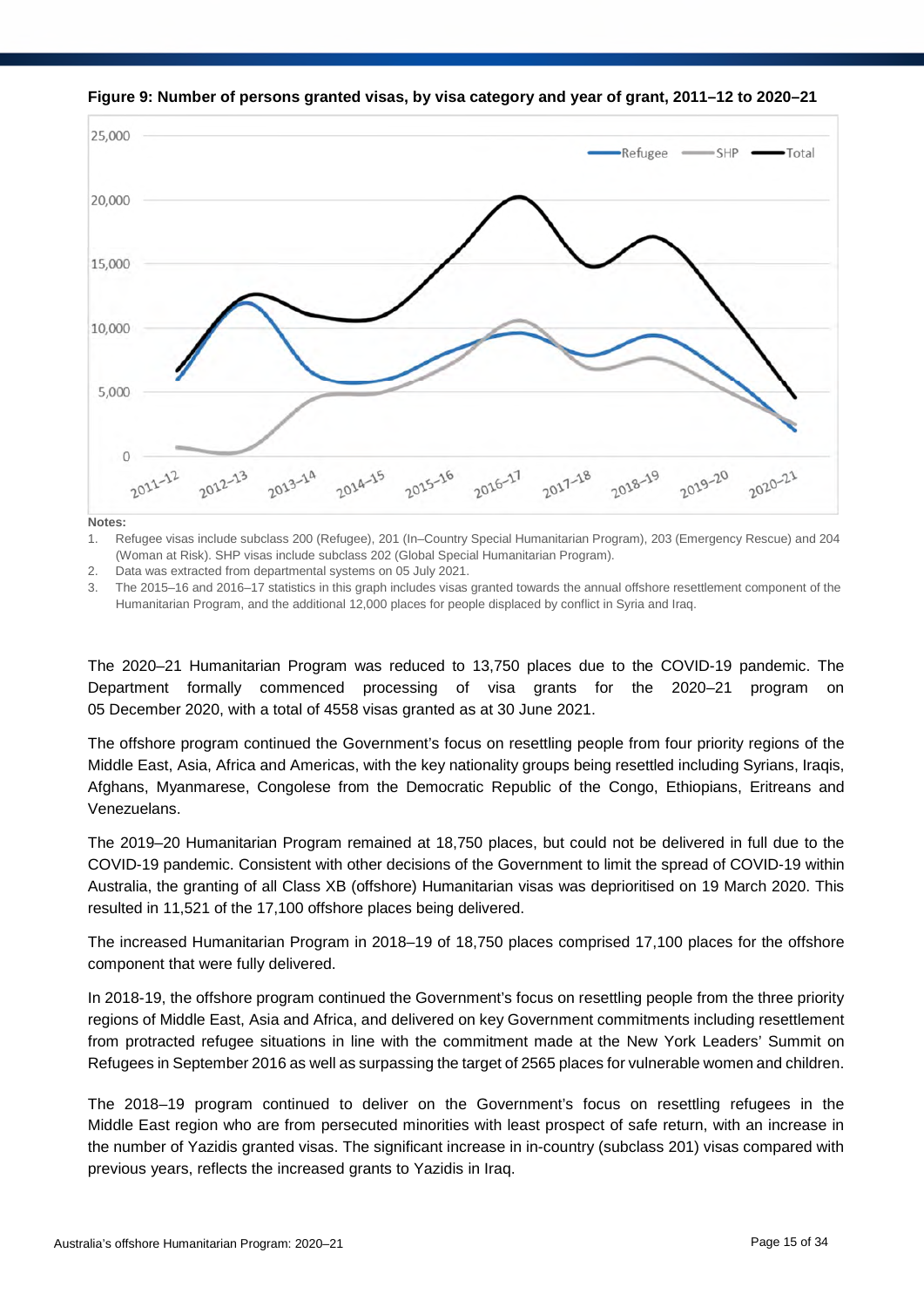**Figure 9: Number of persons granted visas, by visa category and year of grant, 2011–12 to 2020–21**

**Notes:**

1. Refugee visas include subclass 200 (Refugee), 201 (In–Country Special Humanitarian Program), 203 (Emergency Rescue) and 204 (Woman at Risk). SHP visas include subclass 202 (Global Special Humanitarian Program).
2. Data was extracted from departmental systems on 05 July 2021.
3. The 2015–16 and 2016–17 statistics in this graph includes visas granted towards the annual offshore resettlement component of the Humanitarian Program, and the additional 12,000 places for people displaced by conflict in Syria and Iraq.

The 2020–21 Humanitarian Program was reduced to 13,750 places due to the COVID-19 pandemic. The Department formally commenced processing of visa grants for the 2020–21 program on 05 December 2020, with a total of 4558 visas granted as at 30 June 2021.

The offshore program continued the Government's focus on resettling people from four priority regions of the Middle East, Asia, Africa and Americas, with the key nationality groups being resettled including Syrians, Iraqis, Afghans, Myanmarese, Congolese from the Democratic Republic of the Congo, Ethiopians, Eritreans and Venezuelans.

The 2019–20 Humanitarian Program remained at 18,750 places, but could not be delivered in full due to the COVID-19 pandemic. Consistent with other decisions of the Government to limit the spread of COVID-19 within Australia, the granting of all Class XB (offshore) Humanitarian visas was deprioritised on 19 March 2020. This resulted in 11,521 of the 17,100 offshore places being delivered.

The increased Humanitarian Program in 2018–19 of 18,750 places comprised 17,100 places for the offshore component that were fully delivered.

In 2018-19, the offshore program continued the Government's focus on resettling people from the three priority regions of Middle East, Asia and Africa, and delivered on key Government commitments including resettlement from protracted refugee situations in line with the commitment made at the New York Leaders' Summit on Refugees in September 2016 as well as surpassing the target of 2565 places for vulnerable women and children.

The 2018–19 program continued to deliver on the Government's focus on resettling refugees in the Middle East region who are from persecuted minorities with least prospect of safe return, with an increase in the number of Yazidis granted visas. The significant increase in in-country (subclass 201) visas compared with previous years, reflects the increased grants to Yazidis in Iraq.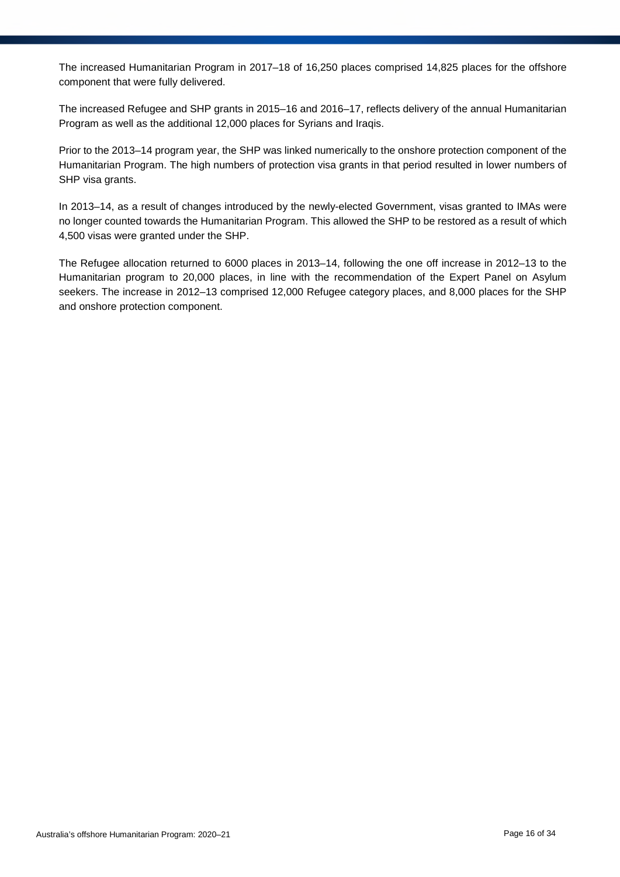The increased Humanitarian Program in 2017–18 of 16,250 places comprised 14,825 places for the offshore component that were fully delivered.

The increased Refugee and SHP grants in 2015–16 and 2016–17, reflects delivery of the annual Humanitarian Program as well as the additional 12,000 places for Syrians and Iraqis.

Prior to the 2013–14 program year, the SHP was linked numerically to the onshore protection component of the Humanitarian Program. The high numbers of protection visa grants in that period resulted in lower numbers of SHP visa grants.

In 2013–14, as a result of changes introduced by the newly-elected Government, visas granted to IMAs were no longer counted towards the Humanitarian Program. This allowed the SHP to be restored as a result of which 4,500 visas were granted under the SHP.

The Refugee allocation returned to 6000 places in 2013–14, following the one off increase in 2012–13 to the Humanitarian program to 20,000 places, in line with the recommendation of the Expert Panel on Asylum seekers. The increase in 2012–13 comprised 12,000 Refugee category places, and 8,000 places for the SHP and onshore protection component.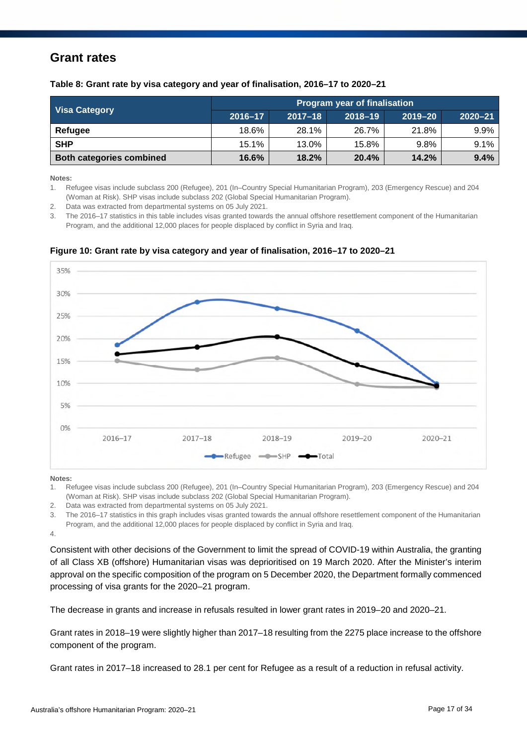## Grant rates

**Table 8: Grant rate by visa category and year of finalisation, 2016–17 to 2020–21**

| Visa Category | Program year of finalisation | | | | |
|---|---|---|---|---|---|
| | 2016–17 | 2017–18 | 2018–19 | 2019–20 | 2020–21 |
| **Refugee** | 18.6% | 28.1% | 26.7% | 21.8% | 9.9% |
| **SHP** | 15.1% | 13.0% | 15.8% | 9.8% | 9.1% |
| **Both categories combined** | **16.6%** | **18.2%** | **20.4%** | **14.2%** | **9.4%** |

**Notes:**

1. Refugee visas include subclass 200 (Refugee), 201 (In–Country Special Humanitarian Program), 203 (Emergency Rescue) and 204 (Woman at Risk). SHP visas include subclass 202 (Global Special Humanitarian Program).
2. Data was extracted from departmental systems on 05 July 2021.
3. The 2016–17 statistics in this table includes visas granted towards the annual offshore resettlement component of the Humanitarian Program, and the additional 12,000 places for people displaced by conflict in Syria and Iraq.

**Figure 10: Grant rate by visa category and year of finalisation, 2016–17 to 2020–21**

**Notes:**

1. Refugee visas include subclass 200 (Refugee), 201 (In–Country Special Humanitarian Program), 203 (Emergency Rescue) and 204 (Woman at Risk). SHP visas include subclass 202 (Global Special Humanitarian Program).
2. Data was extracted from departmental systems on 05 July 2021.
3. The 2016–17 statistics in this graph includes visas granted towards the annual offshore resettlement component of the Humanitarian Program, and the additional 12,000 places for people displaced by conflict in Syria and Iraq.
4.

Consistent with other decisions of the Government to limit the spread of COVID-19 within Australia, the granting of all Class XB (offshore) Humanitarian visas was deprioritised on 19 March 2020. After the Minister's interim approval on the specific composition of the program on 5 December 2020, the Department formally commenced processing of visa grants for the 2020–21 program.

The decrease in grants and increase in refusals resulted in lower grant rates in 2019–20 and 2020–21.

Grant rates in 2018–19 were slightly higher than 2017–18 resulting from the 2275 place increase to the offshore component of the program.

Grant rates in 2017–18 increased to 28.1 per cent for Refugee as a result of a reduction in refusal activity.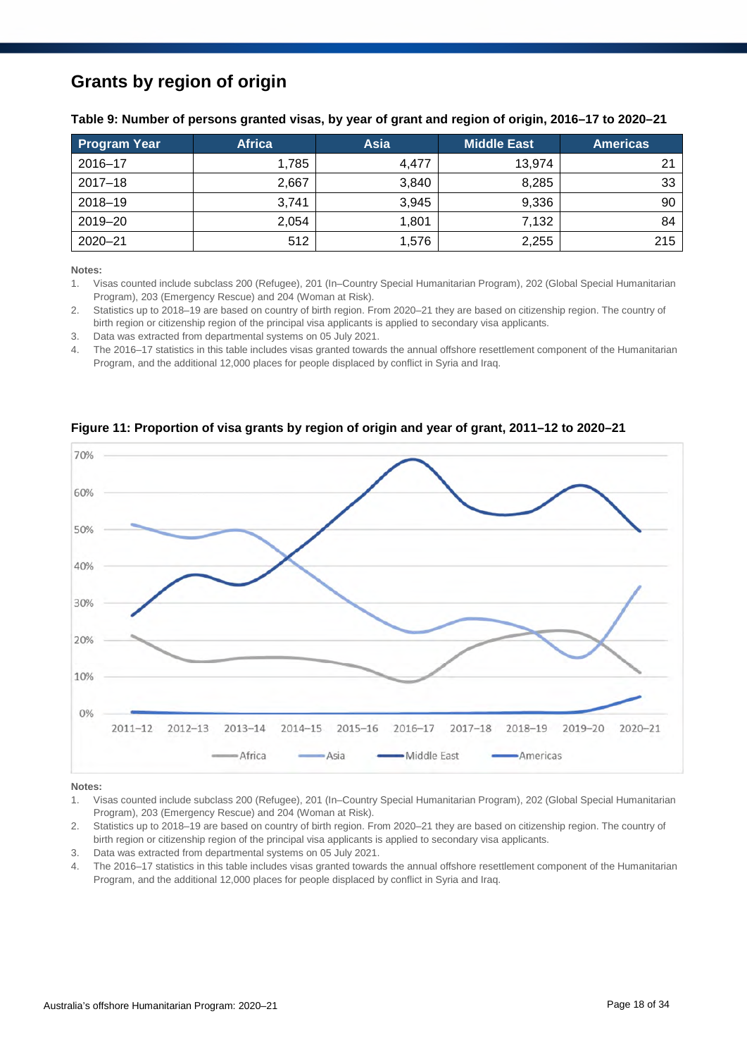## Grants by region of origin

**Table 9: Number of persons granted visas, by year of grant and region of origin, 2016–17 to 2020–21**

| Program Year | Africa | Asia | Middle East | Americas |
|---|---|---|---|---|
| 2016–17 | 1,785 | 4,477 | 13,974 | 21 |
| 2017–18 | 2,667 | 3,840 | 8,285 | 33 |
| 2018–19 | 3,741 | 3,945 | 9,336 | 90 |
| 2019–20 | 2,054 | 1,801 | 7,132 | 84 |
| 2020–21 | 512 | 1,576 | 2,255 | 215 |

**Notes:**

1. Visas counted include subclass 200 (Refugee), 201 (In–Country Special Humanitarian Program), 202 (Global Special Humanitarian Program), 203 (Emergency Rescue) and 204 (Woman at Risk).
2. Statistics up to 2018–19 are based on country of birth region. From 2020–21 they are based on citizenship region. The country of birth region or citizenship region of the principal visa applicants is applied to secondary visa applicants.
3. Data was extracted from departmental systems on 05 July 2021.
4. The 2016–17 statistics in this table includes visas granted towards the annual offshore resettlement component of the Humanitarian Program, and the additional 12,000 places for people displaced by conflict in Syria and Iraq.

**Figure 11: Proportion of visa grants by region of origin and year of grant, 2011–12 to 2020–21**

**Notes:**

1. Visas counted include subclass 200 (Refugee), 201 (In–Country Special Humanitarian Program), 202 (Global Special Humanitarian Program), 203 (Emergency Rescue) and 204 (Woman at Risk).
2. Statistics up to 2018–19 are based on country of birth region. From 2020–21 they are based on citizenship region. The country of birth region or citizenship region of the principal visa applicants is applied to secondary visa applicants.
3. Data was extracted from departmental systems on 05 July 2021.
4. The 2016–17 statistics in this table includes visas granted towards the annual offshore resettlement component of the Humanitarian Program, and the additional 12,000 places for people displaced by conflict in Syria and Iraq.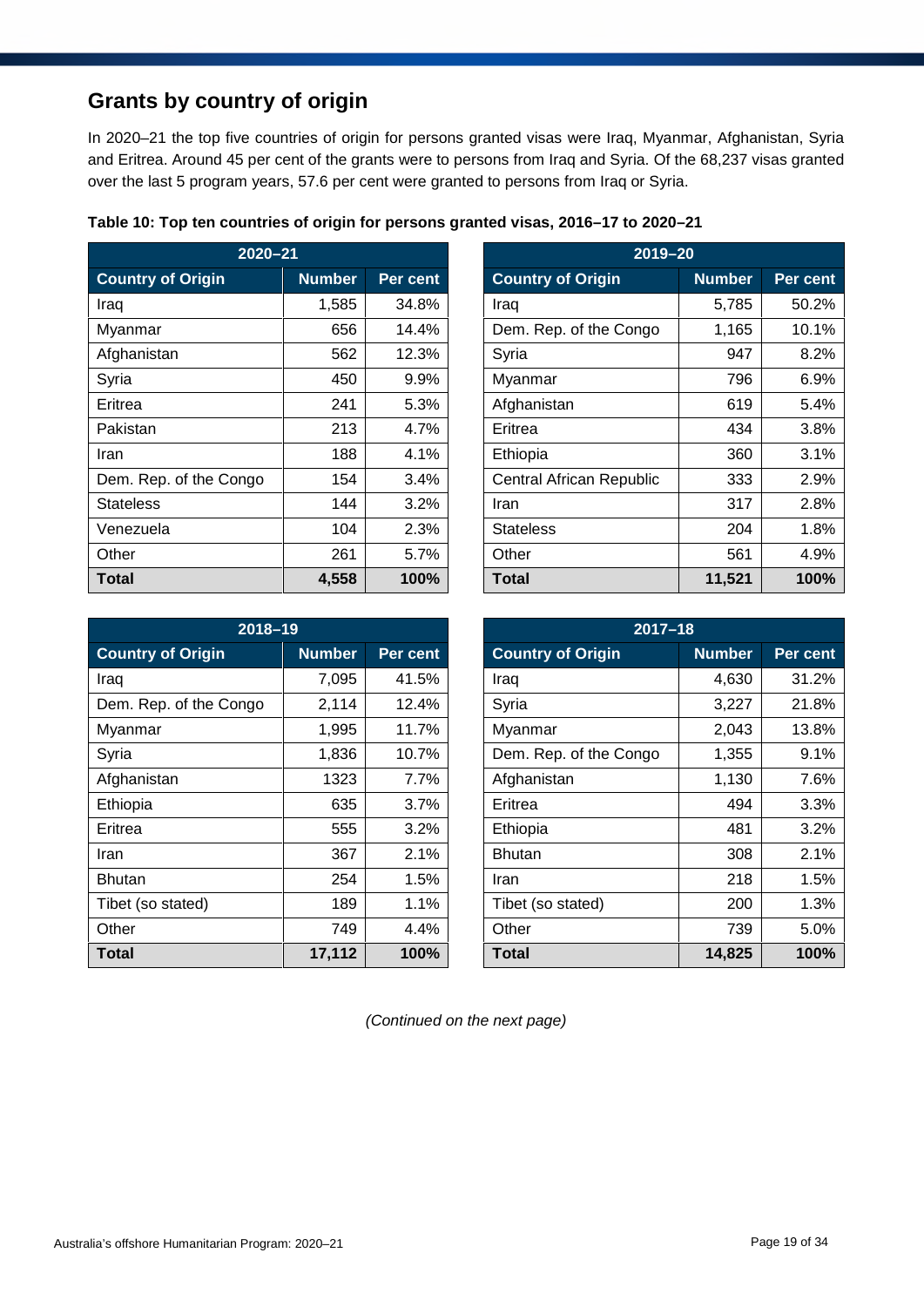## Grants by country of origin

In 2020–21 the top five countries of origin for persons granted visas were Iraq, Myanmar, Afghanistan, Syria and Eritrea. Around 45 per cent of the grants were to persons from Iraq and Syria. Of the 68,237 visas granted over the last 5 program years, 57.6 per cent were granted to persons from Iraq or Syria.

**Table 10: Top ten countries of origin for persons granted visas, 2016–17 to 2020–21**

| 2020–21 | | |
|---|---|---|
| **Country of Origin** | **Number** | **Per cent** |
| Iraq | 1,585 | 34.8% |
| Myanmar | 656 | 14.4% |
| Afghanistan | 562 | 12.3% |
| Syria | 450 | 9.9% |
| Eritrea | 241 | 5.3% |
| Pakistan | 213 | 4.7% |
| Iran | 188 | 4.1% |
| Dem. Rep. of the Congo | 154 | 3.4% |
| Stateless | 144 | 3.2% |
| Venezuela | 104 | 2.3% |
| Other | 261 | 5.7% |
| **Total** | **4,558** | **100%** |

| 2019–20 | | |
|---|---|---|
| **Country of Origin** | **Number** | **Per cent** |
| Iraq | 5,785 | 50.2% |
| Dem. Rep. of the Congo | 1,165 | 10.1% |
| Syria | 947 | 8.2% |
| Myanmar | 796 | 6.9% |
| Afghanistan | 619 | 5.4% |
| Eritrea | 434 | 3.8% |
| Ethiopia | 360 | 3.1% |
| Central African Republic | 333 | 2.9% |
| Iran | 317 | 2.8% |
| Stateless | 204 | 1.8% |
| Other | 561 | 4.9% |
| **Total** | **11,521** | **100%** |

| 2018–19 | | |
|---|---|---|
| **Country of Origin** | **Number** | **Per cent** |
| Iraq | 7,095 | 41.5% |
| Dem. Rep. of the Congo | 2,114 | 12.4% |
| Myanmar | 1,995 | 11.7% |
| Syria | 1,836 | 10.7% |
| Afghanistan | 1323 | 7.7% |
| Ethiopia | 635 | 3.7% |
| Eritrea | 555 | 3.2% |
| Iran | 367 | 2.1% |
| Bhutan | 254 | 1.5% |
| Tibet (so stated) | 189 | 1.1% |
| Other | 749 | 4.4% |
| **Total** | **17,112** | **100%** |

| 2017–18 | | |
|---|---|---|
| **Country of Origin** | **Number** | **Per cent** |
| Iraq | 4,630 | 31.2% |
| Syria | 3,227 | 21.8% |
| Myanmar | 2,043 | 13.8% |
| Dem. Rep. of the Congo | 1,355 | 9.1% |
| Afghanistan | 1,130 | 7.6% |
| Eritrea | 494 | 3.3% |
| Ethiopia | 481 | 3.2% |
| Bhutan | 308 | 2.1% |
| Iran | 218 | 1.5% |
| Tibet (so stated) | 200 | 1.3% |
| Other | 739 | 5.0% |
| **Total** | **14,825** | **100%** |

*(Continued on the next page)*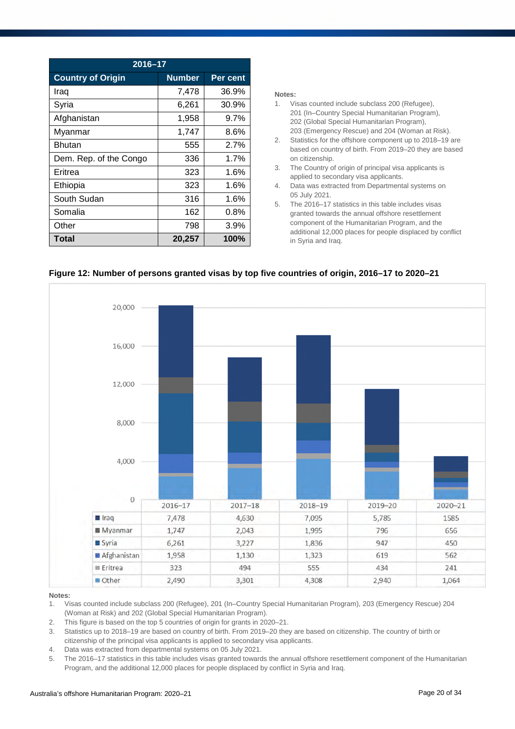| 2016–17 | | |
|---|---|---|
| **Country of Origin** | **Number** | **Per cent** |
| Iraq | 7,478 | 36.9% |
| Syria | 6,261 | 30.9% |
| Afghanistan | 1,958 | 9.7% |
| Myanmar | 1,747 | 8.6% |
| Bhutan | 555 | 2.7% |
| Dem. Rep. of the Congo | 336 | 1.7% |
| Eritrea | 323 | 1.6% |
| Ethiopia | 323 | 1.6% |
| South Sudan | 316 | 1.6% |
| Somalia | 162 | 0.8% |
| Other | 798 | 3.9% |
| **Total** | **20,257** | **100%** |

**Notes:**

1. Visas counted include subclass 200 (Refugee), 201 (In–Country Special Humanitarian Program), 202 (Global Special Humanitarian Program), 203 (Emergency Rescue) and 204 (Woman at Risk).
2. Statistics for the offshore component up to 2018–19 are based on country of birth. From 2019–20 they are based on citizenship.
3. The Country of origin of principal visa applicants is applied to secondary visa applicants.
4. Data was extracted from Departmental systems on 05 July 2021.
5. The 2016–17 statistics in this table includes visas granted towards the annual offshore resettlement component of the Humanitarian Program, and the additional 12,000 places for people displaced by conflict in Syria and Iraq.

**Figure 12: Number of persons granted visas by top five countries of origin, 2016–17 to 2020–21**

| | 2016–17 | 2017–18 | 2018–19 | 2019–20 | 2020–21 |
|---|---|---|---|---|---|
| Iraq | 7,478 | 4,630 | 7,095 | 5,785 | 1585 |
| Myanmar | 1,747 | 2,043 | 1,995 | 796 | 656 |
| Syria | 6,261 | 3,227 | 1,836 | 947 | 450 |
| Afghanistan | 1,958 | 1,130 | 1,323 | 619 | 562 |
| Eritrea | 323 | 494 | 555 | 434 | 241 |
| Other | 2,490 | 3,301 | 4,308 | 2,940 | 1,064 |

**Notes:**

1. Visas counted include subclass 200 (Refugee), 201 (In–Country Special Humanitarian Program), 203 (Emergency Rescue) 204 (Woman at Risk) and 202 (Global Special Humanitarian Program).
2. This figure is based on the top 5 countries of origin for grants in 2020–21.
3. Statistics up to 2018–19 are based on country of birth. From 2019–20 they are based on citizenship. The country of birth or citizenship of the principal visa applicants is applied to secondary visa applicants.
4. Data was extracted from departmental systems on 05 July 2021.
5. The 2016–17 statistics in this table includes visas granted towards the annual offshore resettlement component of the Humanitarian Program, and the additional 12,000 places for people displaced by conflict in Syria and Iraq.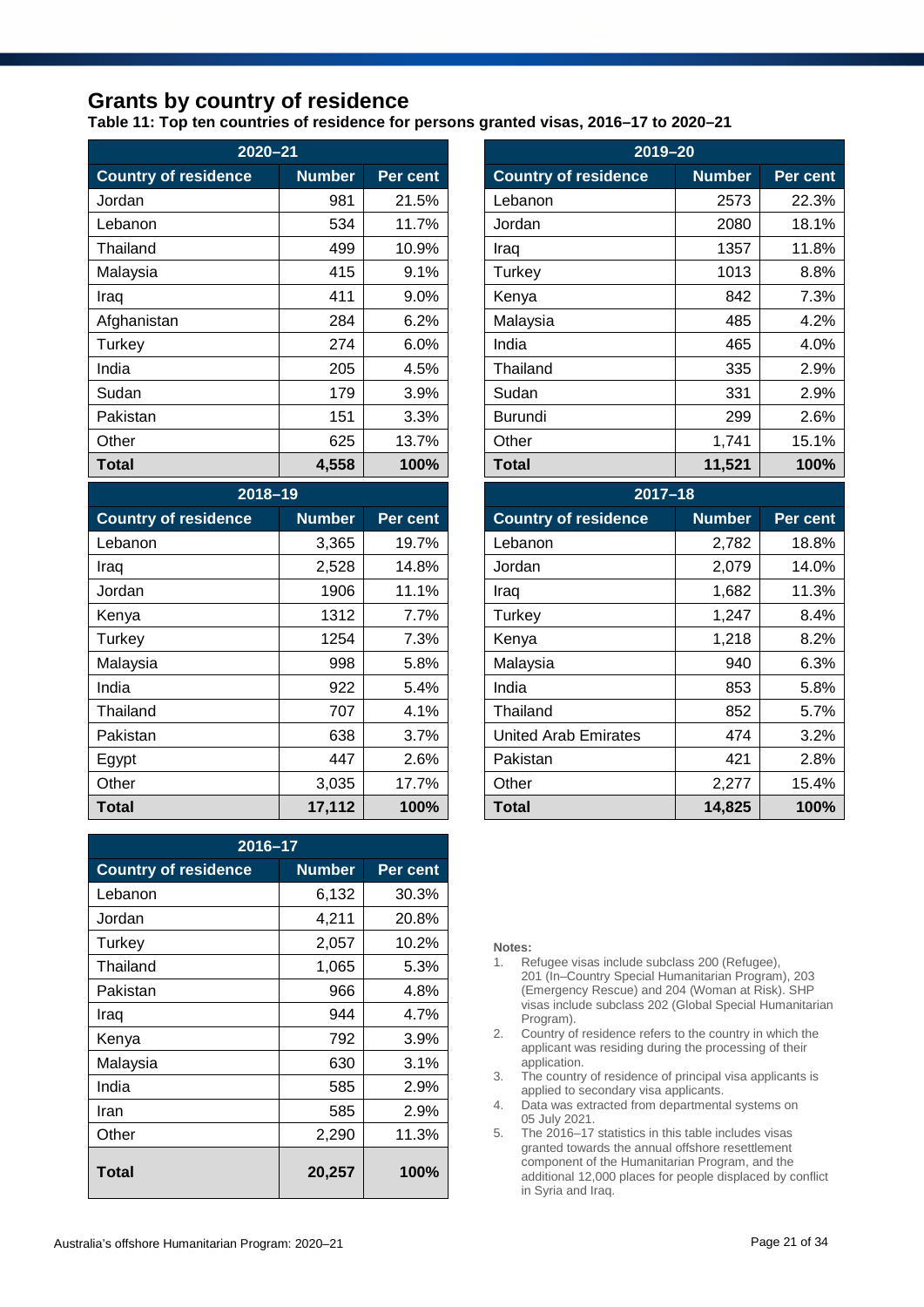## Grants by country of residence

**Table 11: Top ten countries of residence for persons granted visas, 2016–17 to 2020–21**

| 2020–21 | | |
|---|---|---|
| **Country of residence** | **Number** | **Per cent** |
| Jordan | 981 | 21.5% |
| Lebanon | 534 | 11.7% |
| Thailand | 499 | 10.9% |
| Malaysia | 415 | 9.1% |
| Iraq | 411 | 9.0% |
| Afghanistan | 284 | 6.2% |
| Turkey | 274 | 6.0% |
| India | 205 | 4.5% |
| Sudan | 179 | 3.9% |
| Pakistan | 151 | 3.3% |
| Other | 625 | 13.7% |
| **Total** | **4,558** | **100%** |

| 2019–20 | | |
|---|---|---|
| **Country of residence** | **Number** | **Per cent** |
| Lebanon | 2573 | 22.3% |
| Jordan | 2080 | 18.1% |
| Iraq | 1357 | 11.8% |
| Turkey | 1013 | 8.8% |
| Kenya | 842 | 7.3% |
| Malaysia | 485 | 4.2% |
| India | 465 | 4.0% |
| Thailand | 335 | 2.9% |
| Sudan | 331 | 2.9% |
| Burundi | 299 | 2.6% |
| Other | 1,741 | 15.1% |
| **Total** | **11,521** | **100%** |

| 2018–19 | | |
|---|---|---|
| **Country of residence** | **Number** | **Per cent** |
| Lebanon | 3,365 | 19.7% |
| Iraq | 2,528 | 14.8% |
| Jordan | 1906 | 11.1% |
| Kenya | 1312 | 7.7% |
| Turkey | 1254 | 7.3% |
| Malaysia | 998 | 5.8% |
| India | 922 | 5.4% |
| Thailand | 707 | 4.1% |
| Pakistan | 638 | 3.7% |
| Egypt | 447 | 2.6% |
| Other | 3,035 | 17.7% |
| **Total** | **17,112** | **100%** |

| 2017–18 | | |
|---|---|---|
| **Country of residence** | **Number** | **Per cent** |
| Lebanon | 2,782 | 18.8% |
| Jordan | 2,079 | 14.0% |
| Iraq | 1,682 | 11.3% |
| Turkey | 1,247 | 8.4% |
| Kenya | 1,218 | 8.2% |
| Malaysia | 940 | 6.3% |
| India | 853 | 5.8% |
| Thailand | 852 | 5.7% |
| United Arab Emirates | 474 | 3.2% |
| Pakistan | 421 | 2.8% |
| Other | 2,277 | 15.4% |
| **Total** | **14,825** | **100%** |

| 2016–17 | | |
|---|---|---|
| **Country of residence** | **Number** | **Per cent** |
| Lebanon | 6,132 | 30.3% |
| Jordan | 4,211 | 20.8% |
| Turkey | 2,057 | 10.2% |
| Thailand | 1,065 | 5.3% |
| Pakistan | 966 | 4.8% |
| Iraq | 944 | 4.7% |
| Kenya | 792 | 3.9% |
| Malaysia | 630 | 3.1% |
| India | 585 | 2.9% |
| Iran | 585 | 2.9% |
| Other | 2,290 | 11.3% |
| **Total** | **20,257** | **100%** |

**Notes:**

1. Refugee visas include subclass 200 (Refugee), 201 (In–Country Special Humanitarian Program), 203 (Emergency Rescue) and 204 (Woman at Risk). SHP visas include subclass 202 (Global Special Humanitarian Program).
2. Country of residence refers to the country in which the applicant was residing during the processing of their application.
3. The country of residence of principal visa applicants is applied to secondary visa applicants.
4. Data was extracted from departmental systems on 05 July 2021.
5. The 2016–17 statistics in this table includes visas granted towards the annual offshore resettlement component of the Humanitarian Program, and the additional 12,000 places for people displaced by conflict in Syria and Iraq.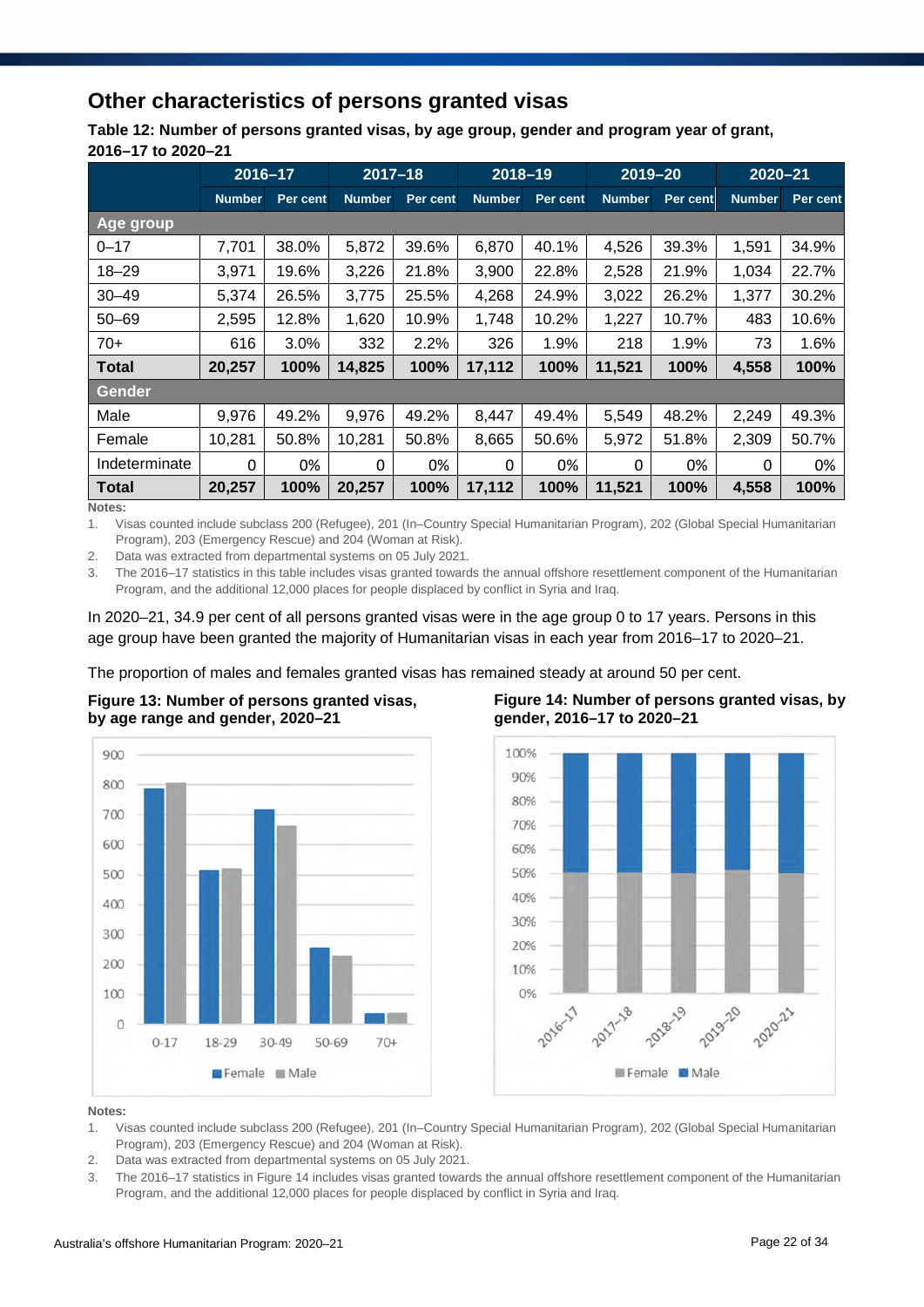## Other characteristics of persons granted visas

**Table 12: Number of persons granted visas, by age group, gender and program year of grant, 2016–17 to 2020–21**

| | 2016–17 | | 2017–18 | | 2018–19 | | 2019–20 | | 2020–21 | |
|---|---|---|---|---|---|---|---|---|---|---|
| | Number | Per cent | Number | Per cent | Number | Per cent | Number | Per cent | Number | Per cent |
| **Age group** | | | | | | | | | | |
| 0–17 | 7,701 | 38.0% | 5,872 | 39.6% | 6,870 | 40.1% | 4,526 | 39.3% | 1,591 | 34.9% |
| 18–29 | 3,971 | 19.6% | 3,226 | 21.8% | 3,900 | 22.8% | 2,528 | 21.9% | 1,034 | 22.7% |
| 30–49 | 5,374 | 26.5% | 3,775 | 25.5% | 4,268 | 24.9% | 3,022 | 26.2% | 1,377 | 30.2% |
| 50–69 | 2,595 | 12.8% | 1,620 | 10.9% | 1,748 | 10.2% | 1,227 | 10.7% | 483 | 10.6% |
| 70+ | 616 | 3.0% | 332 | 2.2% | 326 | 1.9% | 218 | 1.9% | 73 | 1.6% |
| **Total** | **20,257** | **100%** | **14,825** | **100%** | **17,112** | **100%** | **11,521** | **100%** | **4,558** | **100%** |
| **Gender** | | | | | | | | | | |
| Male | 9,976 | 49.2% | 9,976 | 49.2% | 8,447 | 49.4% | 5,549 | 48.2% | 2,249 | 49.3% |
| Female | 10,281 | 50.8% | 10,281 | 50.8% | 8,665 | 50.6% | 5,972 | 51.8% | 2,309 | 50.7% |
| Indeterminate | 0 | 0% | 0 | 0% | 0 | 0% | 0 | 0% | 0 | 0% |
| **Total** | **20,257** | **100%** | **20,257** | **100%** | **17,112** | **100%** | **11,521** | **100%** | **4,558** | **100%** |

**Notes:**

1. Visas counted include subclass 200 (Refugee), 201 (In–Country Special Humanitarian Program), 202 (Global Special Humanitarian Program), 203 (Emergency Rescue) and 204 (Woman at Risk).
2. Data was extracted from departmental systems on 05 July 2021.
3. The 2016–17 statistics in this table includes visas granted towards the annual offshore resettlement component of the Humanitarian Program, and the additional 12,000 places for people displaced by conflict in Syria and Iraq.

In 2020–21, 34.9 per cent of all persons granted visas were in the age group 0 to 17 years. Persons in this age group have been granted the majority of Humanitarian visas in each year from 2016–17 to 2020–21.

The proportion of males and females granted visas has remained steady at around 50 per cent.

**Figure 13: Number of persons granted visas, by age range and gender, 2020–21**

**Figure 14: Number of persons granted visas, by gender, 2016–17 to 2020–21**

**Notes:**

1. Visas counted include subclass 200 (Refugee), 201 (In–Country Special Humanitarian Program), 202 (Global Special Humanitarian Program), 203 (Emergency Rescue) and 204 (Woman at Risk).
2. Data was extracted from departmental systems on 05 July 2021.
3. The 2016–17 statistics in Figure 14 includes visas granted towards the annual offshore resettlement component of the Humanitarian Program, and the additional 12,000 places for people displaced by conflict in Syria and Iraq.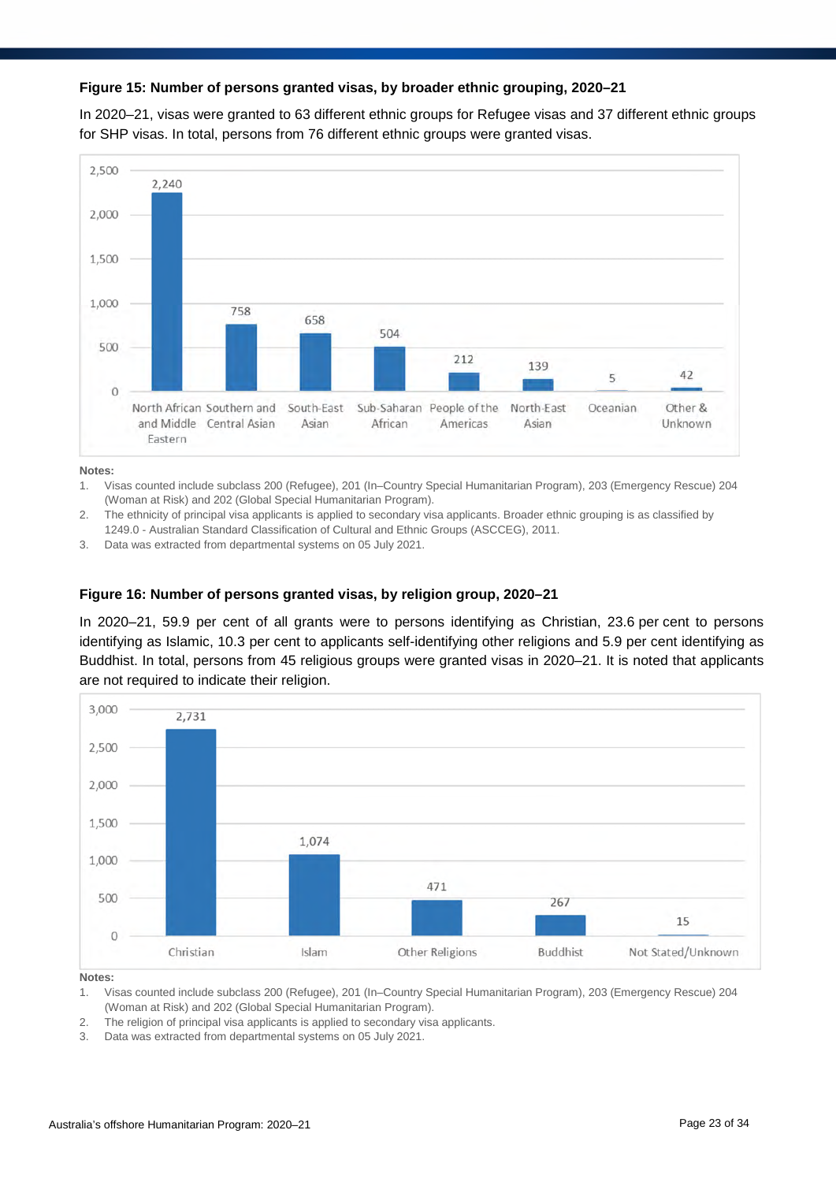**Figure 15: Number of persons granted visas, by broader ethnic grouping, 2020–21**

In 2020–21, visas were granted to 63 different ethnic groups for Refugee visas and 37 different ethnic groups for SHP visas. In total, persons from 76 different ethnic groups were granted visas.

| Broader ethnic grouping | Number of persons |
| --- | --- |
| North African and Middle Eastern | 2,240 |
| Southern and Central Asian | 758 |
| South-East Asian | 658 |
| Sub-Saharan African | 504 |
| People of the Americas | 212 |
| North-East Asian | 139 |
| Oceanian | 5 |
| Other & Unknown | 42 |

**Notes:**

1. Visas counted include subclass 200 (Refugee), 201 (In–Country Special Humanitarian Program), 203 (Emergency Rescue) 204 (Woman at Risk) and 202 (Global Special Humanitarian Program).
2. The ethnicity of principal visa applicants is applied to secondary visa applicants. Broader ethnic grouping is as classified by 1249.0 - Australian Standard Classification of Cultural and Ethnic Groups (ASCCEG), 2011.
3. Data was extracted from departmental systems on 05 July 2021.

**Figure 16: Number of persons granted visas, by religion group, 2020–21**

In 2020–21, 59.9 per cent of all grants were to persons identifying as Christian, 23.6 per cent to persons identifying as Islamic, 10.3 per cent to applicants self-identifying other religions and 5.9 per cent identifying as Buddhist. In total, persons from 45 religious groups were granted visas in 2020–21. It is noted that applicants are not required to indicate their religion.

| Religion group | Number of persons |
| --- | --- |
| Christian | 2,731 |
| Islam | 1,074 |
| Other Religions | 471 |
| Buddhist | 267 |
| Not Stated/Unknown | 15 |

**Notes:**

1. Visas counted include subclass 200 (Refugee), 201 (In–Country Special Humanitarian Program), 203 (Emergency Rescue) 204 (Woman at Risk) and 202 (Global Special Humanitarian Program).
2. The religion of principal visa applicants is applied to secondary visa applicants.
3. Data was extracted from departmental systems on 05 July 2021.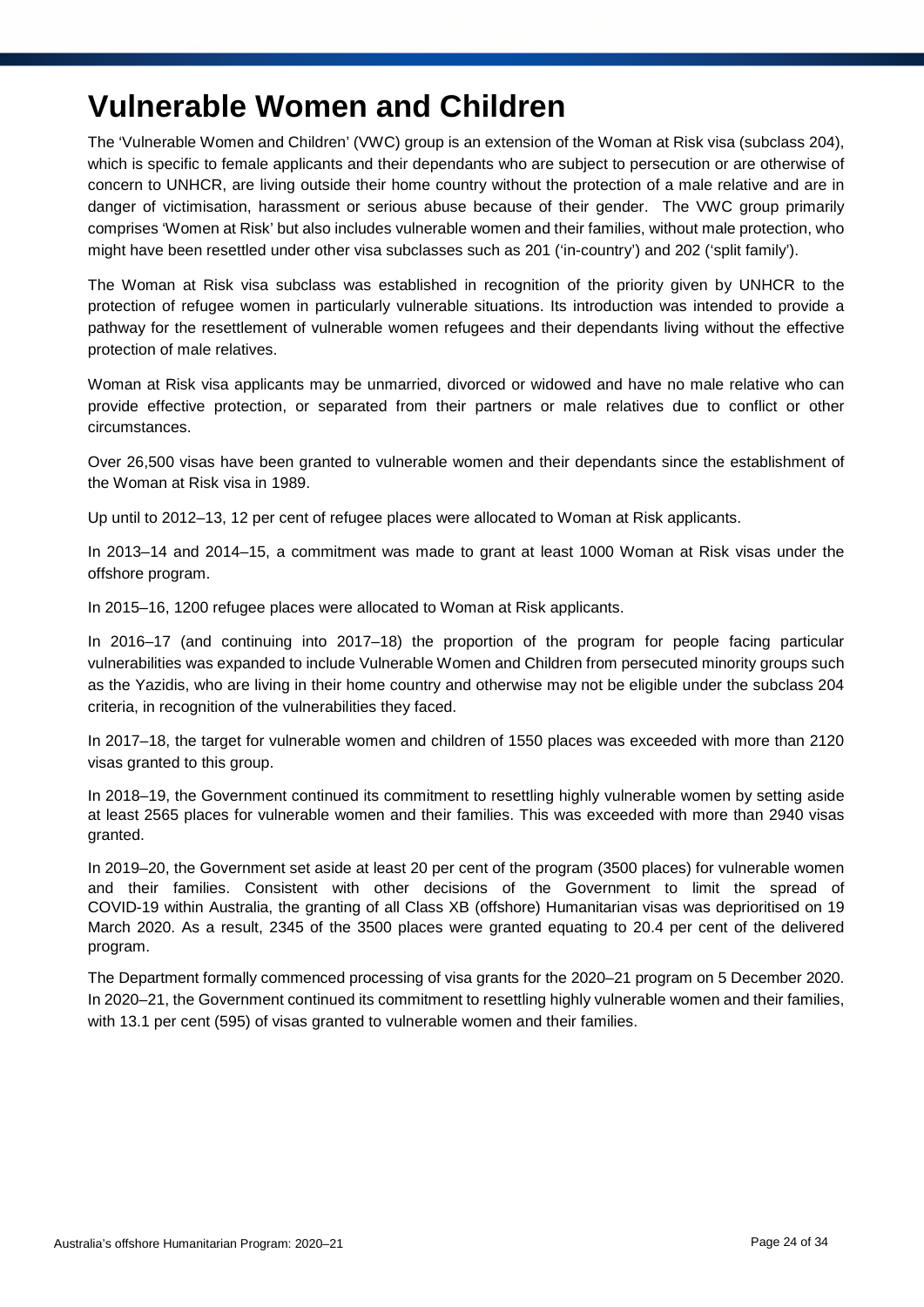# Vulnerable Women and Children

The 'Vulnerable Women and Children' (VWC) group is an extension of the Woman at Risk visa (subclass 204), which is specific to female applicants and their dependants who are subject to persecution or are otherwise of concern to UNHCR, are living outside their home country without the protection of a male relative and are in danger of victimisation, harassment or serious abuse because of their gender. The VWC group primarily comprises 'Women at Risk' but also includes vulnerable women and their families, without male protection, who might have been resettled under other visa subclasses such as 201 ('in-country') and 202 ('split family').

The Woman at Risk visa subclass was established in recognition of the priority given by UNHCR to the protection of refugee women in particularly vulnerable situations. Its introduction was intended to provide a pathway for the resettlement of vulnerable women refugees and their dependants living without the effective protection of male relatives.

Woman at Risk visa applicants may be unmarried, divorced or widowed and have no male relative who can provide effective protection, or separated from their partners or male relatives due to conflict or other circumstances.

Over 26,500 visas have been granted to vulnerable women and their dependants since the establishment of the Woman at Risk visa in 1989.

Up until to 2012–13, 12 per cent of refugee places were allocated to Woman at Risk applicants.

In 2013–14 and 2014–15, a commitment was made to grant at least 1000 Woman at Risk visas under the offshore program.

In 2015–16, 1200 refugee places were allocated to Woman at Risk applicants.

In 2016–17 (and continuing into 2017–18) the proportion of the program for people facing particular vulnerabilities was expanded to include Vulnerable Women and Children from persecuted minority groups such as the Yazidis, who are living in their home country and otherwise may not be eligible under the subclass 204 criteria, in recognition of the vulnerabilities they faced.

In 2017–18, the target for vulnerable women and children of 1550 places was exceeded with more than 2120 visas granted to this group.

In 2018–19, the Government continued its commitment to resettling highly vulnerable women by setting aside at least 2565 places for vulnerable women and their families. This was exceeded with more than 2940 visas granted.

In 2019–20, the Government set aside at least 20 per cent of the program (3500 places) for vulnerable women and their families. Consistent with other decisions of the Government to limit the spread of COVID-19 within Australia, the granting of all Class XB (offshore) Humanitarian visas was deprioritised on 19 March 2020. As a result, 2345 of the 3500 places were granted equating to 20.4 per cent of the delivered program.

The Department formally commenced processing of visa grants for the 2020–21 program on 5 December 2020. In 2020–21, the Government continued its commitment to resettling highly vulnerable women and their families, with 13.1 per cent (595) of visas granted to vulnerable women and their families.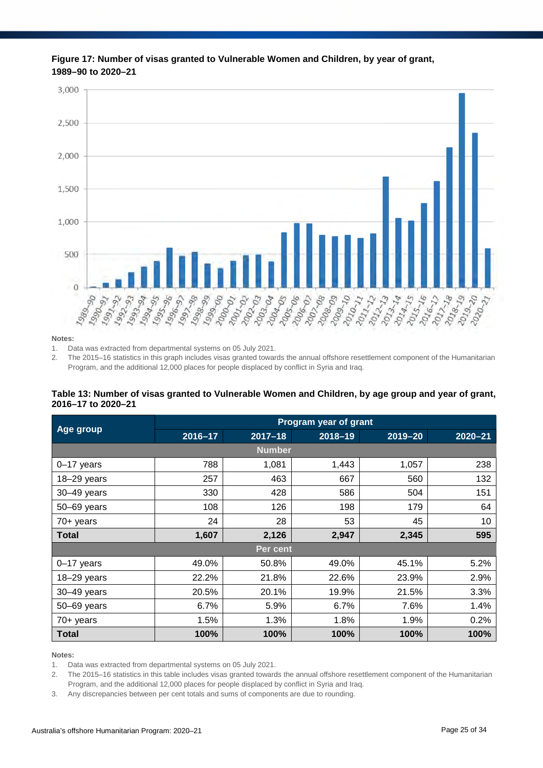**Figure 17: Number of visas granted to Vulnerable Women and Children, by year of grant, 1989–90 to 2020–21**

**Notes:**

1. Data was extracted from departmental systems on 05 July 2021.
2. The 2015–16 statistics in this graph includes visas granted towards the annual offshore resettlement component of the Humanitarian Program, and the additional 12,000 places for people displaced by conflict in Syria and Iraq.

**Table 13: Number of visas granted to Vulnerable Women and Children, by age group and year of grant, 2016–17 to 2020–21**

| Age group | Program year of grant | | | | |
|---|---|---|---|---|---|
| | 2016–17 | 2017–18 | 2018–19 | 2019–20 | 2020–21 |
| **Number** | | | | | |
| 0–17 years | 788 | 1,081 | 1,443 | 1,057 | 238 |
| 18–29 years | 257 | 463 | 667 | 560 | 132 |
| 30–49 years | 330 | 428 | 586 | 504 | 151 |
| 50–69 years | 108 | 126 | 198 | 179 | 64 |
| 70+ years | 24 | 28 | 53 | 45 | 10 |
| **Total** | **1,607** | **2,126** | **2,947** | **2,345** | **595** |
| **Per cent** | | | | | |
| 0–17 years | 49.0% | 50.8% | 49.0% | 45.1% | 5.2% |
| 18–29 years | 22.2% | 21.8% | 22.6% | 23.9% | 2.9% |
| 30–49 years | 20.5% | 20.1% | 19.9% | 21.5% | 3.3% |
| 50–69 years | 6.7% | 5.9% | 6.7% | 7.6% | 1.4% |
| 70+ years | 1.5% | 1.3% | 1.8% | 1.9% | 0.2% |
| **Total** | **100%** | **100%** | **100%** | **100%** | **100%** |

**Notes:**

1. Data was extracted from departmental systems on 05 July 2021.
2. The 2015–16 statistics in this table includes visas granted towards the annual offshore resettlement component of the Humanitarian Program, and the additional 12,000 places for people displaced by conflict in Syria and Iraq.
3. Any discrepancies between per cent totals and sums of components are due to rounding.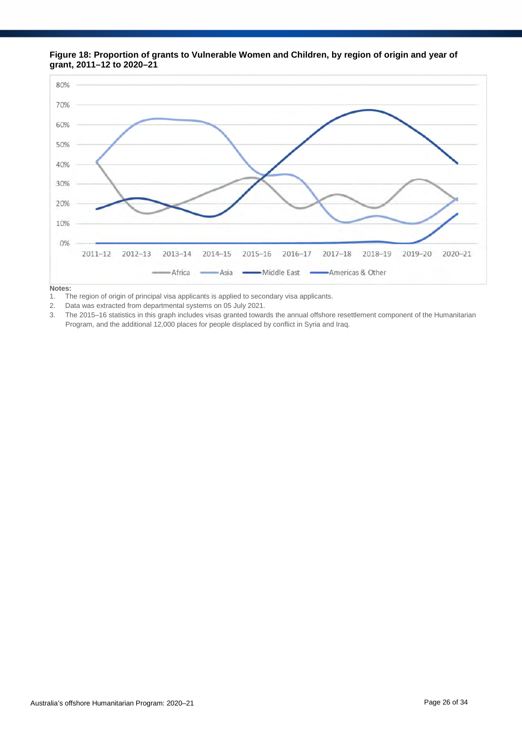**Figure 18: Proportion of grants to Vulnerable Women and Children, by region of origin and year of grant, 2011–12 to 2020–21**

**Notes:**

1. The region of origin of principal visa applicants is applied to secondary visa applicants.
2. Data was extracted from departmental systems on 05 July 2021.
3. The 2015–16 statistics in this graph includes visas granted towards the annual offshore resettlement component of the Humanitarian Program, and the additional 12,000 places for people displaced by conflict in Syria and Iraq.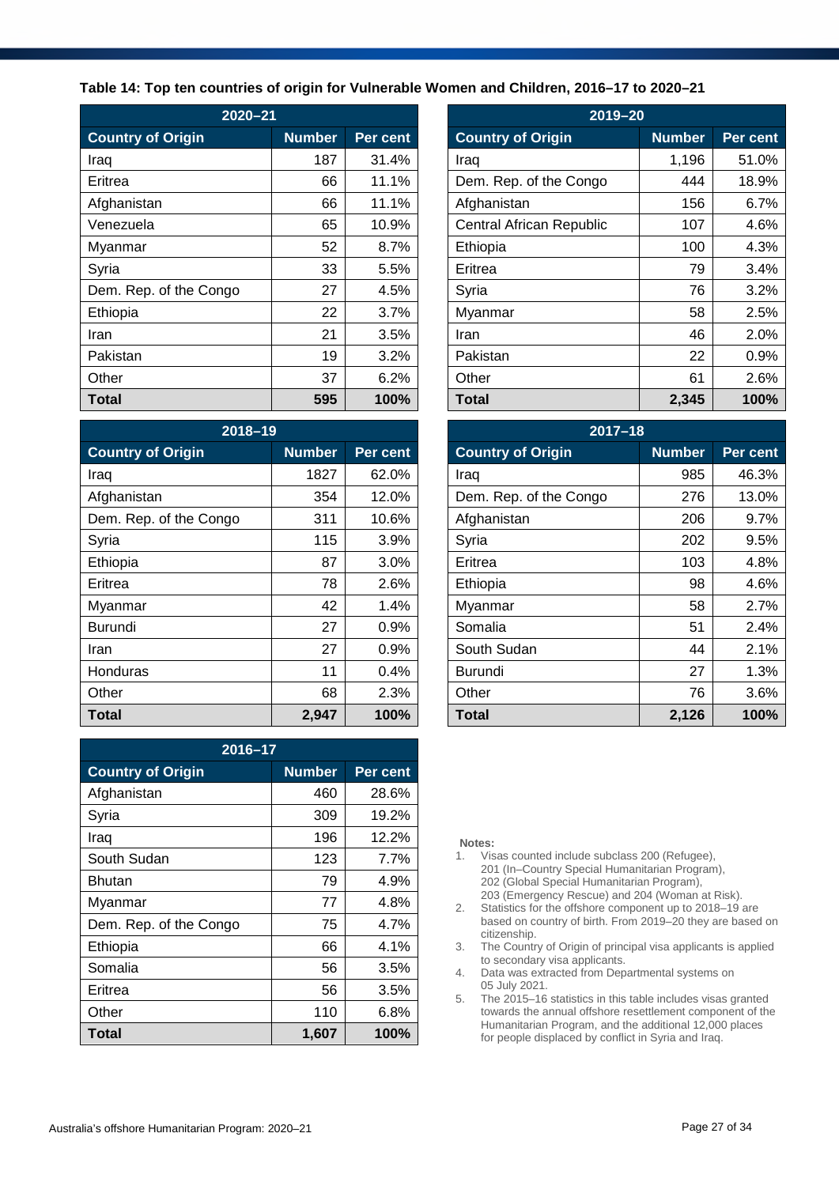**Table 14: Top ten countries of origin for Vulnerable Women and Children, 2016–17 to 2020–21**

| 2020–21 | | |
|---|---|---|
| **Country of Origin** | **Number** | **Per cent** |
| Iraq | 187 | 31.4% |
| Eritrea | 66 | 11.1% |
| Afghanistan | 66 | 11.1% |
| Venezuela | 65 | 10.9% |
| Myanmar | 52 | 8.7% |
| Syria | 33 | 5.5% |
| Dem. Rep. of the Congo | 27 | 4.5% |
| Ethiopia | 22 | 3.7% |
| Iran | 21 | 3.5% |
| Pakistan | 19 | 3.2% |
| Other | 37 | 6.2% |
| **Total** | **595** | **100%** |

| 2019–20 | | |
|---|---|---|
| **Country of Origin** | **Number** | **Per cent** |
| Iraq | 1,196 | 51.0% |
| Dem. Rep. of the Congo | 444 | 18.9% |
| Afghanistan | 156 | 6.7% |
| Central African Republic | 107 | 4.6% |
| Ethiopia | 100 | 4.3% |
| Eritrea | 79 | 3.4% |
| Syria | 76 | 3.2% |
| Myanmar | 58 | 2.5% |
| Iran | 46 | 2.0% |
| Pakistan | 22 | 0.9% |
| Other | 61 | 2.6% |
| **Total** | **2,345** | **100%** |

| 2018–19 | | |
|---|---|---|
| **Country of Origin** | **Number** | **Per cent** |
| Iraq | 1827 | 62.0% |
| Afghanistan | 354 | 12.0% |
| Dem. Rep. of the Congo | 311 | 10.6% |
| Syria | 115 | 3.9% |
| Ethiopia | 87 | 3.0% |
| Eritrea | 78 | 2.6% |
| Myanmar | 42 | 1.4% |
| Burundi | 27 | 0.9% |
| Iran | 27 | 0.9% |
| Honduras | 11 | 0.4% |
| Other | 68 | 2.3% |
| **Total** | **2,947** | **100%** |

| 2017–18 | | |
|---|---|---|
| **Country of Origin** | **Number** | **Per cent** |
| Iraq | 985 | 46.3% |
| Dem. Rep. of the Congo | 276 | 13.0% |
| Afghanistan | 206 | 9.7% |
| Syria | 202 | 9.5% |
| Eritrea | 103 | 4.8% |
| Ethiopia | 98 | 4.6% |
| Myanmar | 58 | 2.7% |
| Somalia | 51 | 2.4% |
| South Sudan | 44 | 2.1% |
| Burundi | 27 | 1.3% |
| Other | 76 | 3.6% |
| **Total** | **2,126** | **100%** |

| 2016–17 | | |
|---|---|---|
| **Country of Origin** | **Number** | **Per cent** |
| Afghanistan | 460 | 28.6% |
| Syria | 309 | 19.2% |
| Iraq | 196 | 12.2% |
| South Sudan | 123 | 7.7% |
| Bhutan | 79 | 4.9% |
| Myanmar | 77 | 4.8% |
| Dem. Rep. of the Congo | 75 | 4.7% |
| Ethiopia | 66 | 4.1% |
| Somalia | 56 | 3.5% |
| Eritrea | 56 | 3.5% |
| Other | 110 | 6.8% |
| **Total** | **1,607** | **100%** |

**Notes:**

1. Visas counted include subclass 200 (Refugee), 201 (In–Country Special Humanitarian Program), 202 (Global Special Humanitarian Program), 203 (Emergency Rescue) and 204 (Woman at Risk).
2. Statistics for the offshore component up to 2018–19 are based on country of birth. From 2019–20 they are based on citizenship.
3. The Country of Origin of principal visa applicants is applied to secondary visa applicants.
4. Data was extracted from Departmental systems on 05 July 2021.
5. The 2015–16 statistics in this table includes visas granted towards the annual offshore resettlement component of the Humanitarian Program, and the additional 12,000 places for people displaced by conflict in Syria and Iraq.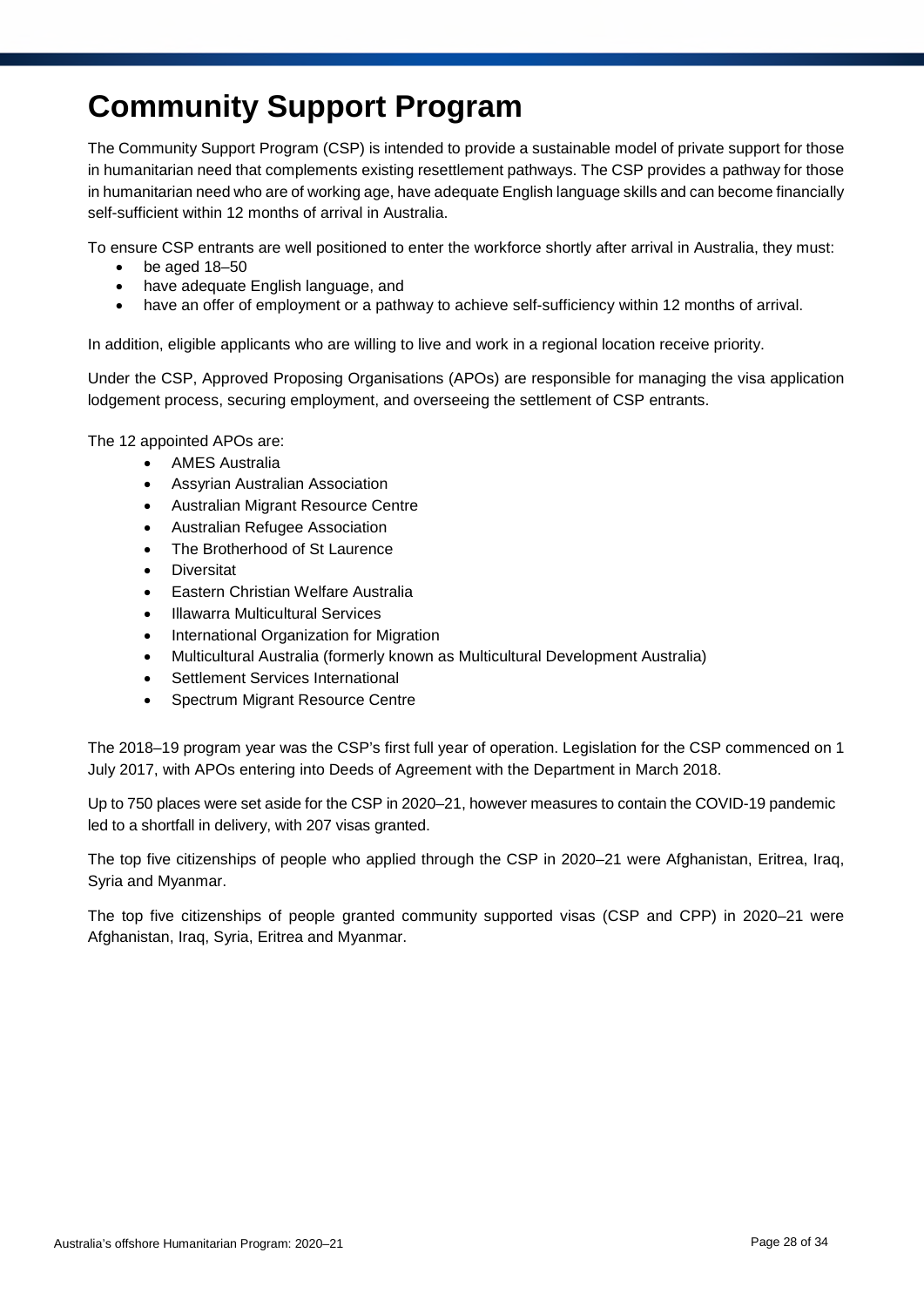# Community Support Program

The Community Support Program (CSP) is intended to provide a sustainable model of private support for those in humanitarian need that complements existing resettlement pathways. The CSP provides a pathway for those in humanitarian need who are of working age, have adequate English language skills and can become financially self-sufficient within 12 months of arrival in Australia.

To ensure CSP entrants are well positioned to enter the workforce shortly after arrival in Australia, they must:

- be aged 18–50
- have adequate English language, and
- have an offer of employment or a pathway to achieve self-sufficiency within 12 months of arrival.

In addition, eligible applicants who are willing to live and work in a regional location receive priority.

Under the CSP, Approved Proposing Organisations (APOs) are responsible for managing the visa application lodgement process, securing employment, and overseeing the settlement of CSP entrants.

The 12 appointed APOs are:

- AMES Australia
- Assyrian Australian Association
- Australian Migrant Resource Centre
- Australian Refugee Association
- The Brotherhood of St Laurence
- Diversitat
- Eastern Christian Welfare Australia
- Illawarra Multicultural Services
- International Organization for Migration
- Multicultural Australia (formerly known as Multicultural Development Australia)
- Settlement Services International
- Spectrum Migrant Resource Centre

The 2018–19 program year was the CSP's first full year of operation. Legislation for the CSP commenced on 1 July 2017, with APOs entering into Deeds of Agreement with the Department in March 2018.

Up to 750 places were set aside for the CSP in 2020–21, however measures to contain the COVID-19 pandemic led to a shortfall in delivery, with 207 visas granted.

The top five citizenships of people who applied through the CSP in 2020–21 were Afghanistan, Eritrea, Iraq, Syria and Myanmar.

The top five citizenships of people granted community supported visas (CSP and CPP) in 2020–21 were Afghanistan, Iraq, Syria, Eritrea and Myanmar.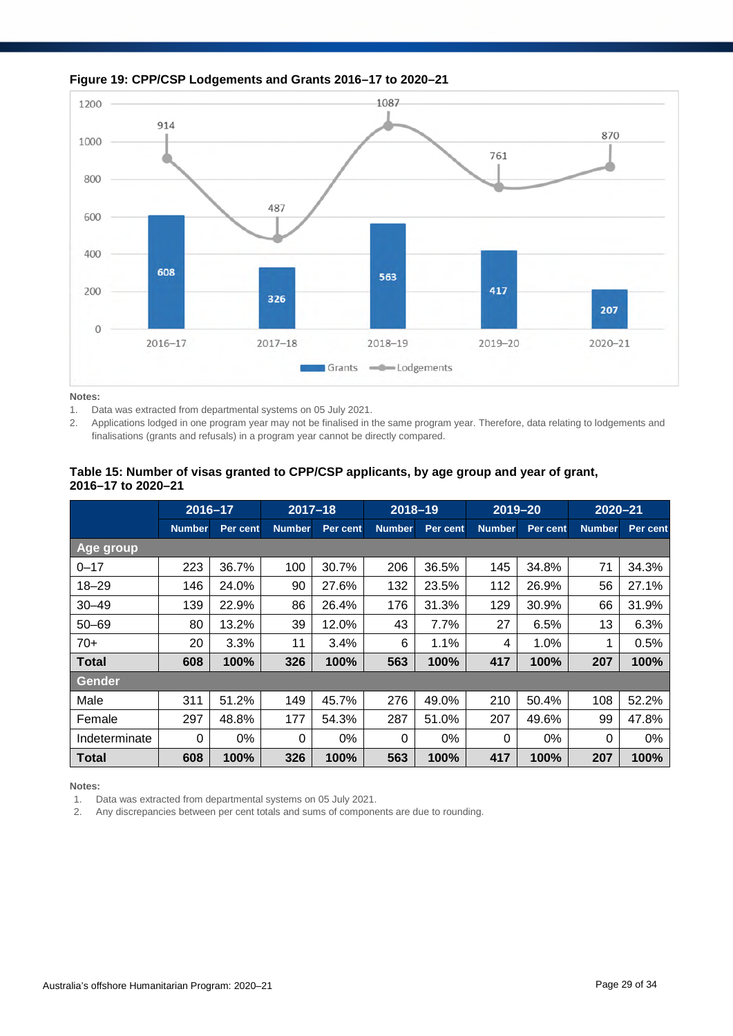**Figure 19: CPP/CSP Lodgements and Grants 2016–17 to 2020–21**

| | 2016–17 | 2017–18 | 2018–19 | 2019–20 | 2020–21 |
|---|---|---|---|---|---|
| Grants | 608 | 326 | 563 | 417 | 207 |
| Lodgements | 914 | 487 | 1087 | 761 | 870 |

**Notes:**

1. Data was extracted from departmental systems on 05 July 2021.
2. Applications lodged in one program year may not be finalised in the same program year. Therefore, data relating to lodgements and finalisations (grants and refusals) in a program year cannot be directly compared.

**Table 15: Number of visas granted to CPP/CSP applicants, by age group and year of grant, 2016–17 to 2020–21**

| | 2016–17 | | 2017–18 | | 2018–19 | | 2019–20 | | 2020–21 | |
|---|---|---|---|---|---|---|---|---|---|---|
| | **Number** | **Per cent** | **Number** | **Per cent** | **Number** | **Per cent** | **Number** | **Per cent** | **Number** | **Per cent** |
| **Age group** | | | | | | | | | | |
| 0–17 | 223 | 36.7% | 100 | 30.7% | 206 | 36.5% | 145 | 34.8% | 71 | 34.3% |
| 18–29 | 146 | 24.0% | 90 | 27.6% | 132 | 23.5% | 112 | 26.9% | 56 | 27.1% |
| 30–49 | 139 | 22.9% | 86 | 26.4% | 176 | 31.3% | 129 | 30.9% | 66 | 31.9% |
| 50–69 | 80 | 13.2% | 39 | 12.0% | 43 | 7.7% | 27 | 6.5% | 13 | 6.3% |
| 70+ | 20 | 3.3% | 11 | 3.4% | 6 | 1.1% | 4 | 1.0% | 1 | 0.5% |
| **Total** | **608** | **100%** | **326** | **100%** | **563** | **100%** | **417** | **100%** | **207** | **100%** |
| **Gender** | | | | | | | | | | |
| Male | 311 | 51.2% | 149 | 45.7% | 276 | 49.0% | 210 | 50.4% | 108 | 52.2% |
| Female | 297 | 48.8% | 177 | 54.3% | 287 | 51.0% | 207 | 49.6% | 99 | 47.8% |
| Indeterminate | 0 | 0% | 0 | 0% | 0 | 0% | 0 | 0% | 0 | 0% |
| **Total** | **608** | **100%** | **326** | **100%** | **563** | **100%** | **417** | **100%** | **207** | **100%** |

**Notes:**

1. Data was extracted from departmental systems on 05 July 2021.
2. Any discrepancies between per cent totals and sums of components are due to rounding.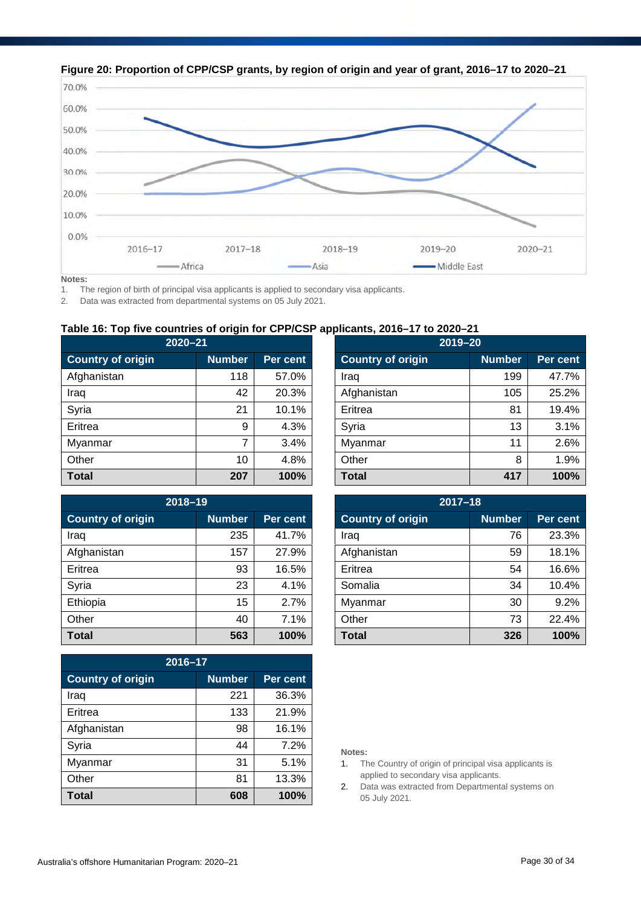**Figure 20: Proportion of CPP/CSP grants, by region of origin and year of grant, 2016–17 to 2020–21**

**Notes:**

1. The region of birth of principal visa applicants is applied to secondary visa applicants.
2. Data was extracted from departmental systems on 05 July 2021.

**Table 16: Top five countries of origin for CPP/CSP applicants, 2016–17 to 2020–21**

**2020–21**

| Country of origin | Number | Per cent |
|---|---|---|
| Afghanistan | 118 | 57.0% |
| Iraq | 42 | 20.3% |
| Syria | 21 | 10.1% |
| Eritrea | 9 | 4.3% |
| Myanmar | 7 | 3.4% |
| Other | 10 | 4.8% |
| **Total** | **207** | **100%** |

**2019–20**

| Country of origin | Number | Per cent |
|---|---|---|
| Iraq | 199 | 47.7% |
| Afghanistan | 105 | 25.2% |
| Eritrea | 81 | 19.4% |
| Syria | 13 | 3.1% |
| Myanmar | 11 | 2.6% |
| Other | 8 | 1.9% |
| **Total** | **417** | **100%** |

**2018–19**

| Country of origin | Number | Per cent |
|---|---|---|
| Iraq | 235 | 41.7% |
| Afghanistan | 157 | 27.9% |
| Eritrea | 93 | 16.5% |
| Syria | 23 | 4.1% |
| Ethiopia | 15 | 2.7% |
| Other | 40 | 7.1% |
| **Total** | **563** | **100%** |

**2017–18**

| Country of origin | Number | Per cent |
|---|---|---|
| Iraq | 76 | 23.3% |
| Afghanistan | 59 | 18.1% |
| Eritrea | 54 | 16.6% |
| Somalia | 34 | 10.4% |
| Myanmar | 30 | 9.2% |
| Other | 73 | 22.4% |
| **Total** | **326** | **100%** |

**2016–17**

| Country of origin | Number | Per cent |
|---|---|---|
| Iraq | 221 | 36.3% |
| Eritrea | 133 | 21.9% |
| Afghanistan | 98 | 16.1% |
| Syria | 44 | 7.2% |
| Myanmar | 31 | 5.1% |
| Other | 81 | 13.3% |
| **Total** | **608** | **100%** |

**Notes:**

1. The Country of origin of principal visa applicants is applied to secondary visa applicants.
2. Data was extracted from Departmental systems on 05 July 2021.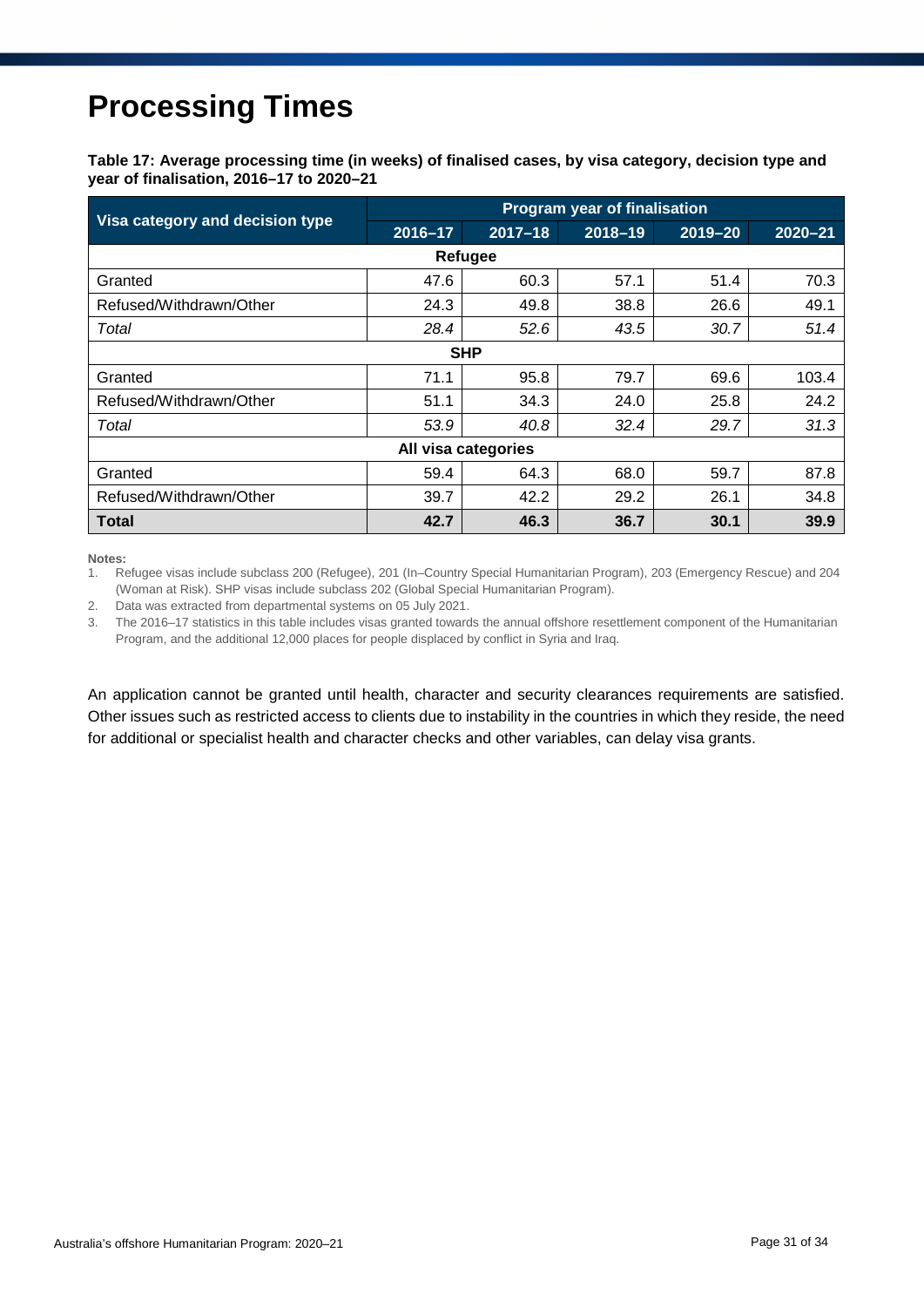# Processing Times

**Table 17: Average processing time (in weeks) of finalised cases, by visa category, decision type and year of finalisation, 2016–17 to 2020–21**

| Visa category and decision type | Program year of finalisation | | | | |
|---|---|---|---|---|---|
| | 2016–17 | 2017–18 | 2018–19 | 2019–20 | 2020–21 |
| **Refugee** | | | | | |
| Granted | 47.6 | 60.3 | 57.1 | 51.4 | 70.3 |
| Refused/Withdrawn/Other | 24.3 | 49.8 | 38.8 | 26.6 | 49.1 |
| *Total* | *28.4* | *52.6* | *43.5* | *30.7* | *51.4* |
| **SHP** | | | | | |
| Granted | 71.1 | 95.8 | 79.7 | 69.6 | 103.4 |
| Refused/Withdrawn/Other | 51.1 | 34.3 | 24.0 | 25.8 | 24.2 |
| *Total* | *53.9* | *40.8* | *32.4* | *29.7* | *31.3* |
| **All visa categories** | | | | | |
| Granted | 59.4 | 64.3 | 68.0 | 59.7 | 87.8 |
| Refused/Withdrawn/Other | 39.7 | 42.2 | 29.2 | 26.1 | 34.8 |
| **Total** | **42.7** | **46.3** | **36.7** | **30.1** | **39.9** |

**Notes:**

1. Refugee visas include subclass 200 (Refugee), 201 (In–Country Special Humanitarian Program), 203 (Emergency Rescue) and 204 (Woman at Risk). SHP visas include subclass 202 (Global Special Humanitarian Program).
2. Data was extracted from departmental systems on 05 July 2021.
3. The 2016–17 statistics in this table includes visas granted towards the annual offshore resettlement component of the Humanitarian Program, and the additional 12,000 places for people displaced by conflict in Syria and Iraq.

An application cannot be granted until health, character and security clearances requirements are satisfied. Other issues such as restricted access to clients due to instability in the countries in which they reside, the need for additional or specialist health and character checks and other variables, can delay visa grants.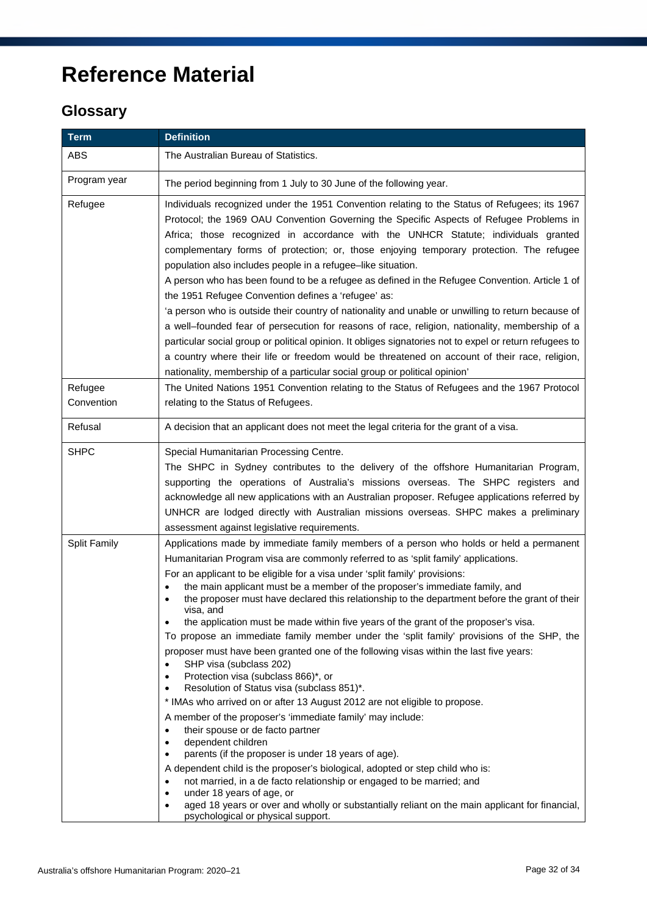# Reference Material

## Glossary

| Term | Definition |
|---|---|
| ABS | The Australian Bureau of Statistics. |
| Program year | The period beginning from 1 July to 30 June of the following year. |
| Refugee | Individuals recognized under the 1951 Convention relating to the Status of Refugees; its 1967 Protocol; the 1969 OAU Convention Governing the Specific Aspects of Refugee Problems in Africa; those recognized in accordance with the UNHCR Statute; individuals granted complementary forms of protection; or, those enjoying temporary protection. The refugee population also includes people in a refugee–like situation.<br>A person who has been found to be a refugee as defined in the Refugee Convention. Article 1 of the 1951 Refugee Convention defines a 'refugee' as:<br>'a person who is outside their country of nationality and unable or unwilling to return because of a well–founded fear of persecution for reasons of race, religion, nationality, membership of a particular social group or political opinion. It obliges signatories not to expel or return refugees to a country where their life or freedom would be threatened on account of their race, religion, nationality, membership of a particular social group or political opinion' |
| Refugee Convention | The United Nations 1951 Convention relating to the Status of Refugees and the 1967 Protocol relating to the Status of Refugees. |
| Refusal | A decision that an applicant does not meet the legal criteria for the grant of a visa. |
| SHPC | Special Humanitarian Processing Centre.<br>The SHPC in Sydney contributes to the delivery of the offshore Humanitarian Program, supporting the operations of Australia's missions overseas. The SHPC registers and acknowledge all new applications with an Australian proposer. Refugee applications referred by UNHCR are lodged directly with Australian missions overseas. SHPC makes a preliminary assessment against legislative requirements. |
| Split Family | Applications made by immediate family members of a person who holds or held a permanent Humanitarian Program visa are commonly referred to as 'split family' applications.<br>For an applicant to be eligible for a visa under 'split family' provisions:<br>• the main applicant must be a member of the proposer's immediate family, and<br>• the proposer must have declared this relationship to the department before the grant of their visa, and<br>• the application must be made within five years of the grant of the proposer's visa.<br>To propose an immediate family member under the 'split family' provisions of the SHP, the proposer must have been granted one of the following visas within the last five years:<br>• SHP visa (subclass 202)<br>• Protection visa (subclass 866)*, or<br>• Resolution of Status visa (subclass 851)*.<br>* IMAs who arrived on or after 13 August 2012 are not eligible to propose.<br>A member of the proposer's 'immediate family' may include:<br>• their spouse or de facto partner<br>• dependent children<br>• parents (if the proposer is under 18 years of age).<br>A dependent child is the proposer's biological, adopted or step child who is:<br>• not married, in a de facto relationship or engaged to be married; and<br>• under 18 years of age, or<br>• aged 18 years or over and wholly or substantially reliant on the main applicant for financial, psychological or physical support. |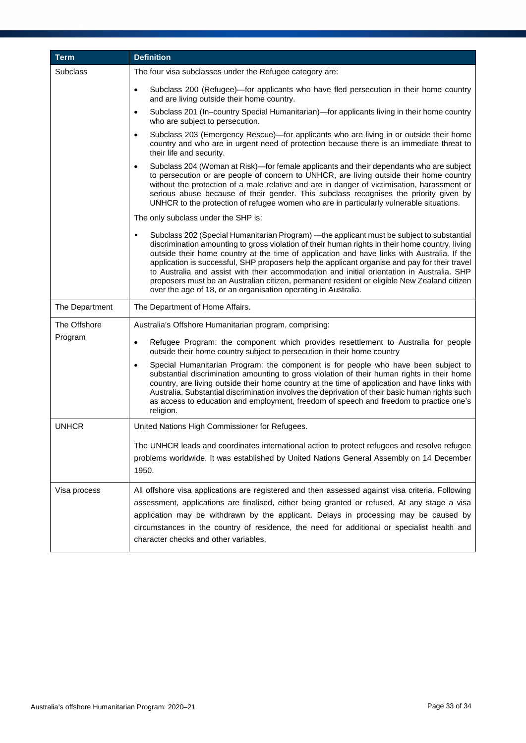| Term | Definition |
|---|---|
| Subclass | The four visa subclasses under the Refugee category are:<br><br>• Subclass 200 (Refugee)—for applicants who have fled persecution in their home country and are living outside their home country.<br>• Subclass 201 (In–country Special Humanitarian)—for applicants living in their home country who are subject to persecution.<br>• Subclass 203 (Emergency Rescue)—for applicants who are living in or outside their home country and who are in urgent need of protection because there is an immediate threat to their life and security.<br>• Subclass 204 (Woman at Risk)—for female applicants and their dependants who are subject to persecution or are people of concern to UNHCR, are living outside their home country without the protection of a male relative and are in danger of victimisation, harassment or serious abuse because of their gender. This subclass recognises the priority given by UNHCR to the protection of refugee women who are in particularly vulnerable situations.<br><br>The only subclass under the SHP is:<br><br>▪ Subclass 202 (Special Humanitarian Program) —the applicant must be subject to substantial discrimination amounting to gross violation of their human rights in their home country, living outside their home country at the time of application and have links with Australia. If the application is successful, SHP proposers help the applicant organise and pay for their travel to Australia and assist with their accommodation and initial orientation in Australia. SHP proposers must be an Australian citizen, permanent resident or eligible New Zealand citizen over the age of 18, or an organisation operating in Australia. |
| The Department | The Department of Home Affairs. |
| The Offshore Program | Australia's Offshore Humanitarian program, comprising:<br><br>• Refugee Program: the component which provides resettlement to Australia for people outside their home country subject to persecution in their home country<br>• Special Humanitarian Program: the component is for people who have been subject to substantial discrimination amounting to gross violation of their human rights in their home country, are living outside their home country at the time of application and have links with Australia. Substantial discrimination involves the deprivation of their basic human rights such as access to education and employment, freedom of speech and freedom to practice one's religion. |
| UNHCR | United Nations High Commissioner for Refugees.<br><br>The UNHCR leads and coordinates international action to protect refugees and resolve refugee problems worldwide. It was established by United Nations General Assembly on 14 December 1950. |
| Visa process | All offshore visa applications are registered and then assessed against visa criteria. Following assessment, applications are finalised, either being granted or refused. At any stage a visa application may be withdrawn by the applicant. Delays in processing may be caused by circumstances in the country of residence, the need for additional or specialist health and character checks and other variables. |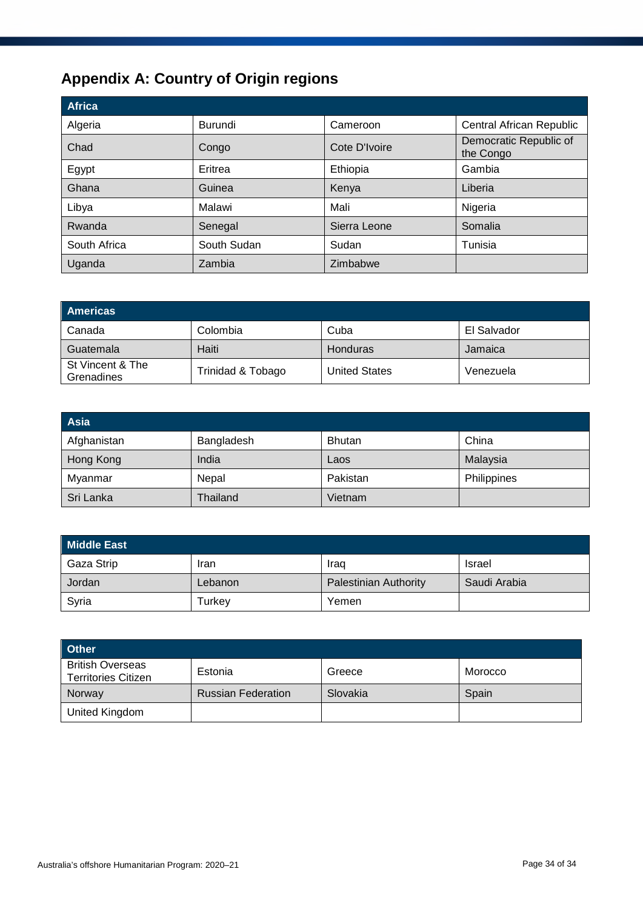## Appendix A: Country of Origin regions

| Africa | | | |
|---|---|---|---|
| Algeria | Burundi | Cameroon | Central African Republic |
| Chad | Congo | Cote D'Ivoire | Democratic Republic of the Congo |
| Egypt | Eritrea | Ethiopia | Gambia |
| Ghana | Guinea | Kenya | Liberia |
| Libya | Malawi | Mali | Nigeria |
| Rwanda | Senegal | Sierra Leone | Somalia |
| South Africa | South Sudan | Sudan | Tunisia |
| Uganda | Zambia | Zimbabwe | |

| Americas | | | |
|---|---|---|---|
| Canada | Colombia | Cuba | El Salvador |
| Guatemala | Haiti | Honduras | Jamaica |
| St Vincent & The Grenadines | Trinidad & Tobago | United States | Venezuela |

| Asia | | | |
|---|---|---|---|
| Afghanistan | Bangladesh | Bhutan | China |
| Hong Kong | India | Laos | Malaysia |
| Myanmar | Nepal | Pakistan | Philippines |
| Sri Lanka | Thailand | Vietnam | |

| Middle East | | | |
|---|---|---|---|
| Gaza Strip | Iran | Iraq | Israel |
| Jordan | Lebanon | Palestinian Authority | Saudi Arabia |
| Syria | Turkey | Yemen | |

| Other | | | |
|---|---|---|---|
| British Overseas Territories Citizen | Estonia | Greece | Morocco |
| Norway | Russian Federation | Slovakia | Spain |
| United Kingdom | | | |